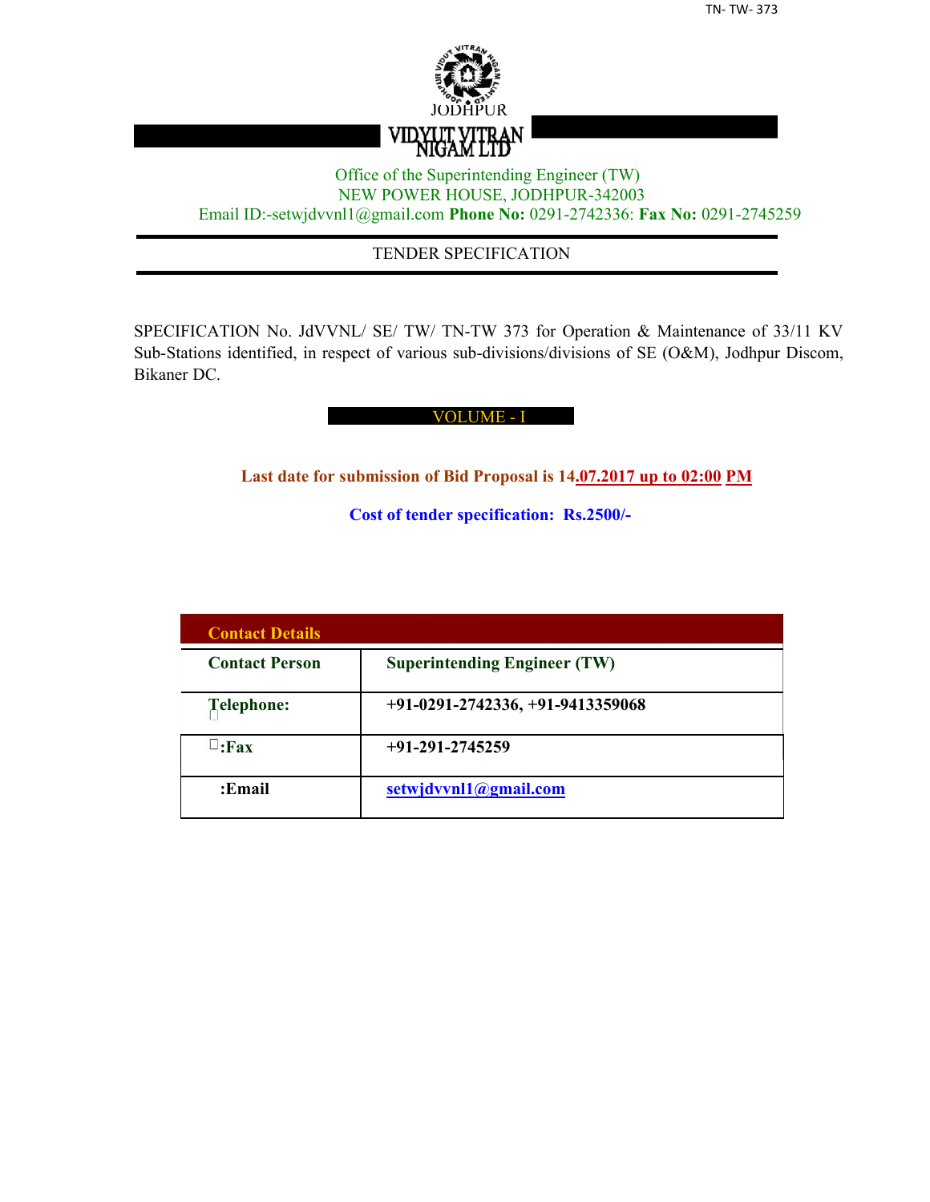JODHPUR

VIDYUT VITRAN NIGAM LTD

Office of the Superintending Engineer (TW)
NEW POWER HOUSE, JODHPUR-342003
Email ID:-setwjdvvnl1@gmail.com **Phone No:** 0291-2742336: **Fax No:** 0291-2745259

---

TENDER SPECIFICATION

---

SPECIFICATION No. JdVVNL/ SE/ TW/ TN-TW 373 for Operation & Maintenance of 33/11 KV Sub-Stations identified, in respect of various sub-divisions/divisions of SE (O&M), Jodhpur Discom, Bikaner DC.

VOLUME - I

**Last date for submission of Bid Proposal is 14.07.2017 up to 02:00 PM**

**Cost of tender specification: Rs.2500/-**

| **Contact Details** | |
|---|---|
| **Contact Person** | **Superintending Engineer (TW)** |
| **Telephone:** | **+91-0291-2742336, +91-9413359068** |
| **:Fax** | **+91-291-2745259** |
| **:Email** | **setwjdvvnl1@gmail.com** |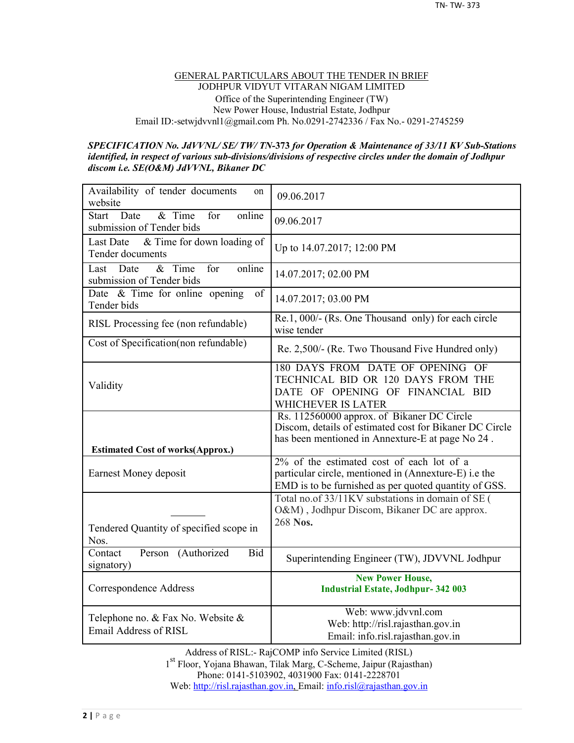## GENERAL PARTICULARS ABOUT THE TENDER IN BRIEF

JODHPUR VIDYUT VITARAN NIGAM LIMITED

Office of the Superintending Engineer (TW)

New Power House, Industrial Estate, Jodhpur

Email ID:-setwjdvvnl1@gmail.com Ph. No.0291-2742336 / Fax No.- 0291-2745259

***SPECIFICATION No. JdVVNL/ SE/ TW/ TN-373 for Operation & Maintenance of 33/11 KV Sub-Stations identified, in respect of various sub-divisions/divisions of respective circles under the domain of Jodhpur discom i.e. SE(O&M) JdVVNL, Bikaner DC***

| | |
|---|---|
| Availability of tender documents on website | 09.06.2017 |
| Start Date & Time for online submission of Tender bids | 09.06.2017 |
| Last Date & Time for down loading of Tender documents | Up to 14.07.2017; 12:00 PM |
| Last Date & Time for online submission of Tender bids | 14.07.2017; 02.00 PM |
| Date & Time for online opening of Tender bids | 14.07.2017; 03.00 PM |
| RISL Processing fee (non refundable) | Re.1, 000/- (Rs. One Thousand only) for each circle wise tender |
| Cost of Specification(non refundable) | Re. 2,500/- (Re. Two Thousand Five Hundred only) |
| Validity | 180 DAYS FROM DATE OF OPENING OF TECHNICAL BID OR 120 DAYS FROM THE DATE OF OPENING OF FINANCIAL BID WHICHEVER IS LATER |
| **Estimated Cost of works(Approx.)** | Rs. 112560000 approx. of Bikaner DC Circle Discom, details of estimated cost for Bikaner DC Circle has been mentioned in Annexure-E at page No 24 . |
| Earnest Money deposit | 2% of the estimated cost of each lot of a particular circle, mentioned in (Annexure-E) i.e the EMD is to be furnished as per quoted quantity of GSS. |
| Tendered Quantity of specified scope in Nos. | Total no.of 33/11KV substations in domain of SE ( O&M) , Jodhpur Discom, Bikaner DC are approx. 268 **Nos.** |
| Contact Person (Authorized Bid signatory) | Superintending Engineer (TW), JDVVNL Jodhpur |
| Correspondence Address | **New Power House, Industrial Estate, Jodhpur- 342 003** |
| Telephone no. & Fax No. Website & Email Address of RISL | Web: www.jdvvnl.com<br>Web: http://risl.rajasthan.gov.in<br>Email: info.risl.rajasthan.gov.in |

Address of RISL:- RajCOMP info Service Limited (RISL)

1st Floor, Yojana Bhawan, Tilak Marg, C-Scheme, Jaipur (Rajasthan)

Phone: 0141-5103902, 4031900 Fax: 0141-2228701

Web: http://risl.rajasthan.gov.in, Email: info.risl@rajasthan.gov.in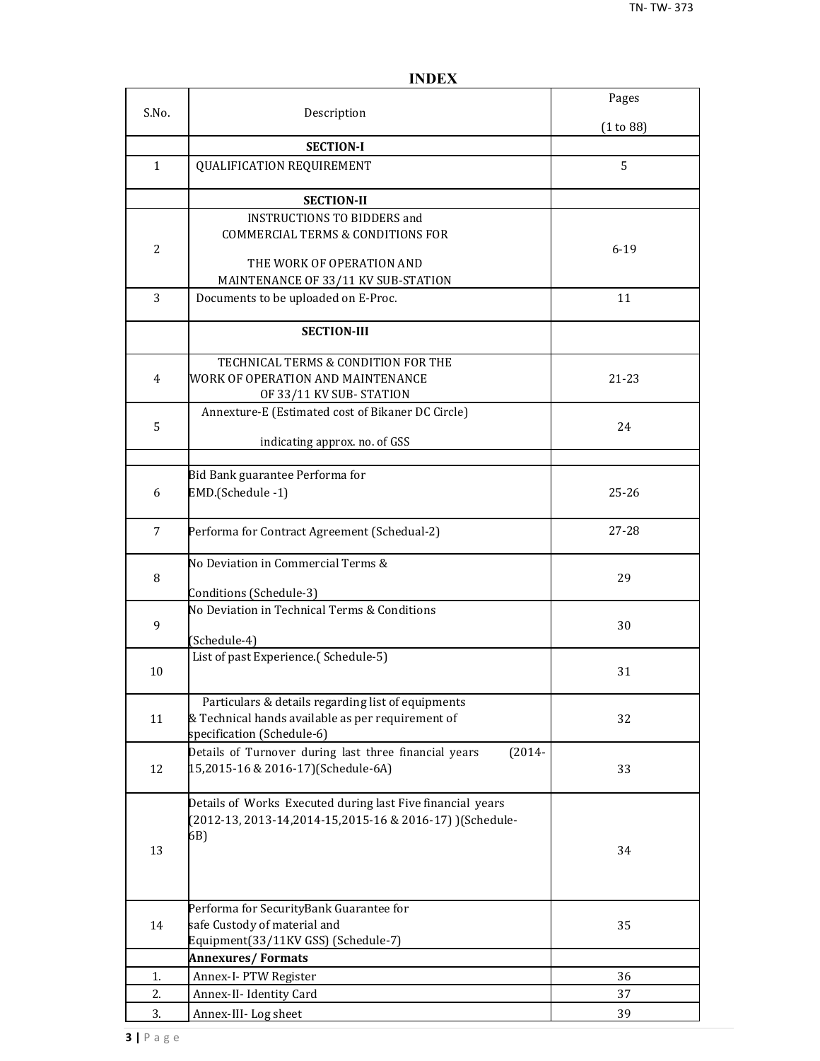# INDEX

| S.No. | Description | Pages (1 to 88) |
|---|---|---|
| | **SECTION-I** | |
| 1 | QUALIFICATION REQUIREMENT | 5 |
| | **SECTION-II** | |
| 2 | INSTRUCTIONS TO BIDDERS and COMMERCIAL TERMS & CONDITIONS FOR THE WORK OF OPERATION AND MAINTENANCE OF 33/11 KV SUB-STATION | 6-19 |
| 3 | Documents to be uploaded on E-Proc. | 11 |
| | **SECTION-III** | |
| 4 | TECHNICAL TERMS & CONDITION FOR THE WORK OF OPERATION AND MAINTENANCE OF 33/11 KV SUB- STATION | 21-23 |
| 5 | Annexture-E (Estimated cost of Bikaner DC Circle) indicating approx. no. of GSS | 24 |
| | | |
| 6 | Bid Bank guarantee Performa for EMD.(Schedule -1) | 25-26 |
| 7 | Performa for Contract Agreement (Schedual-2) | 27-28 |
| 8 | No Deviation in Commercial Terms & Conditions (Schedule-3) | 29 |
| 9 | No Deviation in Technical Terms & Conditions (Schedule-4) | 30 |
| 10 | List of past Experience.( Schedule-5) | 31 |
| 11 | Particulars & details regarding list of equipments & Technical hands available as per requirement of specification (Schedule-6) | 32 |
| 12 | Details of Turnover during last three financial years (2014-15,2015-16 & 2016-17)(Schedule-6A) | 33 |
| 13 | Details of Works Executed during last Five financial years (2012-13, 2013-14,2014-15,2015-16 & 2016-17) )(Schedule-6B) | 34 |
| 14 | Performa for SecurityBank Guarantee for safe Custody of material and Equipment(33/11KV GSS) (Schedule-7) | 35 |
| | **Annexures/ Formats** | |
| 1. | Annex-I- PTW Register | 36 |
| 2. | Annex-II- Identity Card | 37 |
| 3. | Annex-III- Log sheet | 39 |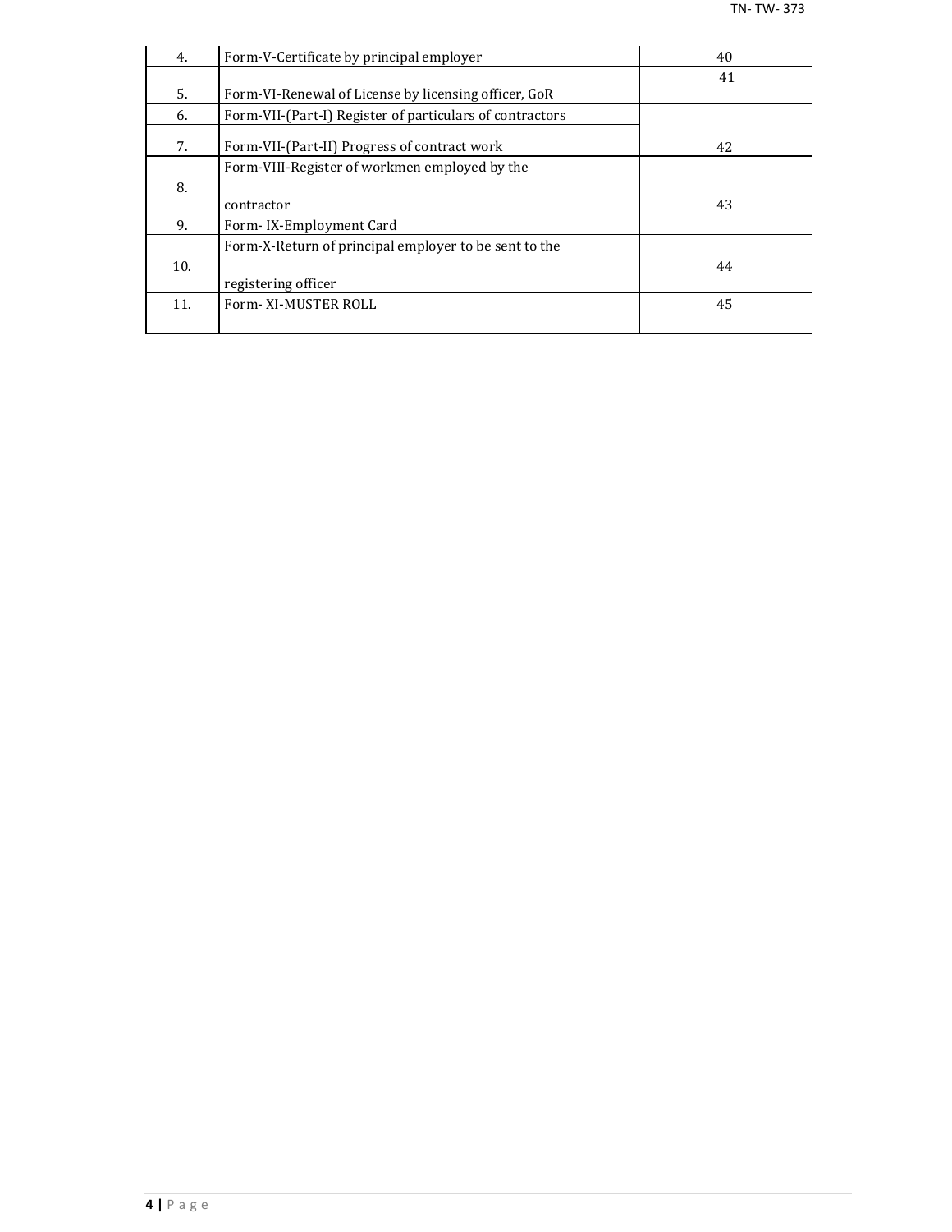| 4. | Form-V-Certificate by principal employer | 40 |
|---|---|---|
| 5. | Form-VI-Renewal of License by licensing officer, GoR | 41 |
| 6. | Form-VII-(Part-I) Register of particulars of contractors | |
| 7. | Form-VII-(Part-II) Progress of contract work | 42 |
| 8. | Form-VIII-Register of workmen employed by the contractor | 43 |
| 9. | Form- IX-Employment Card | |
| 10. | Form-X-Return of principal employer to be sent to the registering officer | 44 |
| 11. | Form- XI-MUSTER ROLL | 45 |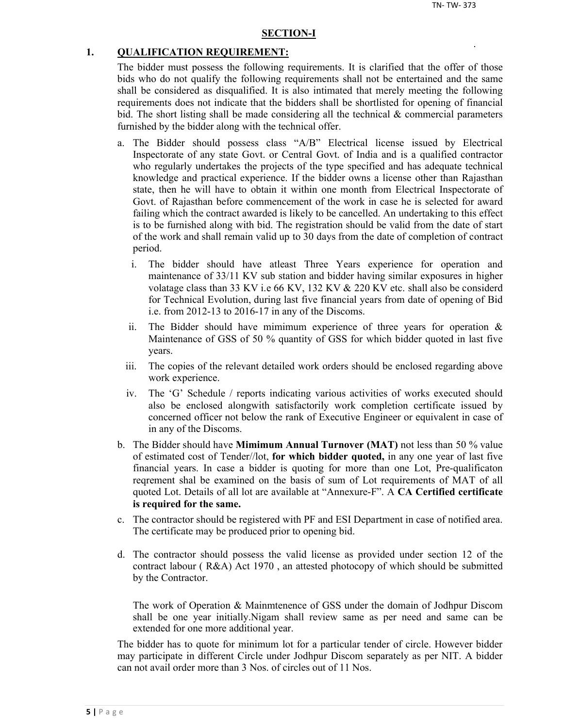## SECTION-I

### 1. QUALIFICATION REQUIREMENT:

The bidder must possess the following requirements. It is clarified that the offer of those bids who do not qualify the following requirements shall not be entertained and the same shall be considered as disqualified. It is also intimated that merely meeting the following requirements does not indicate that the bidders shall be shortlisted for opening of financial bid. The short listing shall be made considering all the technical & commercial parameters furnished by the bidder along with the technical offer.

a. The Bidder should possess class "A/B" Electrical license issued by Electrical Inspectorate of any state Govt. or Central Govt. of India and is a qualified contractor who regularly undertakes the projects of the type specified and has adequate technical knowledge and practical experience. If the bidder owns a license other than Rajasthan state, then he will have to obtain it within one month from Electrical Inspectorate of Govt. of Rajasthan before commencement of the work in case he is selected for award failing which the contract awarded is likely to be cancelled. An undertaking to this effect is to be furnished along with bid. The registration should be valid from the date of start of the work and shall remain valid up to 30 days from the date of completion of contract period.

   i. The bidder should have atleast Three Years experience for operation and maintenance of 33/11 KV sub station and bidder having similar exposures in higher volatage class than 33 KV i.e 66 KV, 132 KV & 220 KV etc. shall also be considerd for Technical Evolution, during last five financial years from date of opening of Bid i.e. from 2012-13 to 2016-17 in any of the Discoms.

   ii. The Bidder should have mimimum experience of three years for operation & Maintenance of GSS of 50 % quantity of GSS for which bidder quoted in last five years.

   iii. The copies of the relevant detailed work orders should be enclosed regarding above work experience.

   iv. The 'G' Schedule / reports indicating various activities of works executed should also be enclosed alongwith satisfactorily work completion certificate issued by concerned officer not below the rank of Executive Engineer or equivalent in case of in any of the Discoms.

b. The Bidder should have **Mimimum Annual Turnover (MAT)** not less than 50 % value of estimated cost of Tender//lot, **for which bidder quoted,** in any one year of last five financial years. In case a bidder is quoting for more than one Lot, Pre-qualificaton reqrement shal be examined on the basis of sum of Lot requirements of MAT of all quoted Lot. Details of all lot are available at "Annexure-F". A **CA Certified certificate is required for the same.**

c. The contractor should be registered with PF and ESI Department in case of notified area. The certificate may be produced prior to opening bid.

d. The contractor should possess the valid license as provided under section 12 of the contract labour ( R&A) Act 1970 , an attested photocopy of which should be submitted by the Contractor.

   The work of Operation & Mainmtenence of GSS under the domain of Jodhpur Discom shall be one year initially.Nigam shall review same as per need and same can be extended for one more additional year.

The bidder has to quote for minimum lot for a particular tender of circle. However bidder may participate in different Circle under Jodhpur Discom separately as per NIT. A bidder can not avail order more than 3 Nos. of circles out of 11 Nos.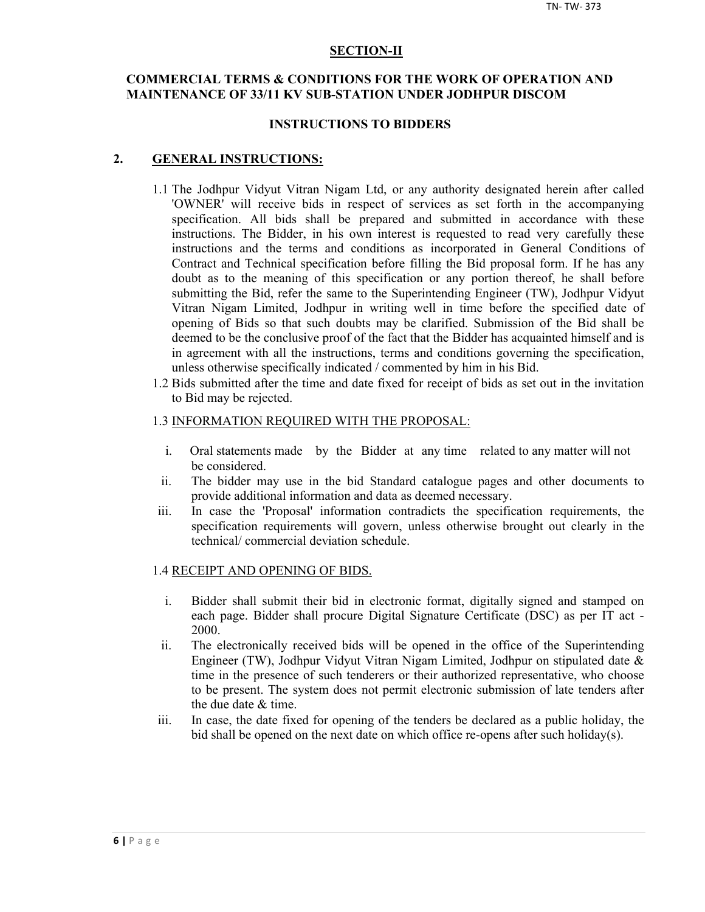## SECTION-II

### COMMERCIAL TERMS & CONDITIONS FOR THE WORK OF OPERATION AND MAINTENANCE OF 33/11 KV SUB-STATION UNDER JODHPUR DISCOM

### INSTRUCTIONS TO BIDDERS

**2. GENERAL INSTRUCTIONS:**

1.1 The Jodhpur Vidyut Vitran Nigam Ltd, or any authority designated herein after called 'OWNER' will receive bids in respect of services as set forth in the accompanying specification. All bids shall be prepared and submitted in accordance with these instructions. The Bidder, in his own interest is requested to read very carefully these instructions and the terms and conditions as incorporated in General Conditions of Contract and Technical specification before filling the Bid proposal form. If he has any doubt as to the meaning of this specification or any portion thereof, he shall before submitting the Bid, refer the same to the Superintending Engineer (TW), Jodhpur Vidyut Vitran Nigam Limited, Jodhpur in writing well in time before the specified date of opening of Bids so that such doubts may be clarified. Submission of the Bid shall be deemed to be the conclusive proof of the fact that the Bidder has acquainted himself and is in agreement with all the instructions, terms and conditions governing the specification, unless otherwise specifically indicated / commented by him in his Bid.

1.2 Bids submitted after the time and date fixed for receipt of bids as set out in the invitation to Bid may be rejected.

1.3 INFORMATION REQUIRED WITH THE PROPOSAL:

i. Oral statements made by the Bidder at any time related to any matter will not be considered.

ii. The bidder may use in the bid Standard catalogue pages and other documents to provide additional information and data as deemed necessary.

iii. In case the 'Proposal' information contradicts the specification requirements, the specification requirements will govern, unless otherwise brought out clearly in the technical/ commercial deviation schedule.

1.4 RECEIPT AND OPENING OF BIDS.

i. Bidder shall submit their bid in electronic format, digitally signed and stamped on each page. Bidder shall procure Digital Signature Certificate (DSC) as per IT act - 2000.

ii. The electronically received bids will be opened in the office of the Superintending Engineer (TW), Jodhpur Vidyut Vitran Nigam Limited, Jodhpur on stipulated date & time in the presence of such tenderers or their authorized representative, who choose to be present. The system does not permit electronic submission of late tenders after the due date & time.

iii. In case, the date fixed for opening of the tenders be declared as a public holiday, the bid shall be opened on the next date on which office re-opens after such holiday(s).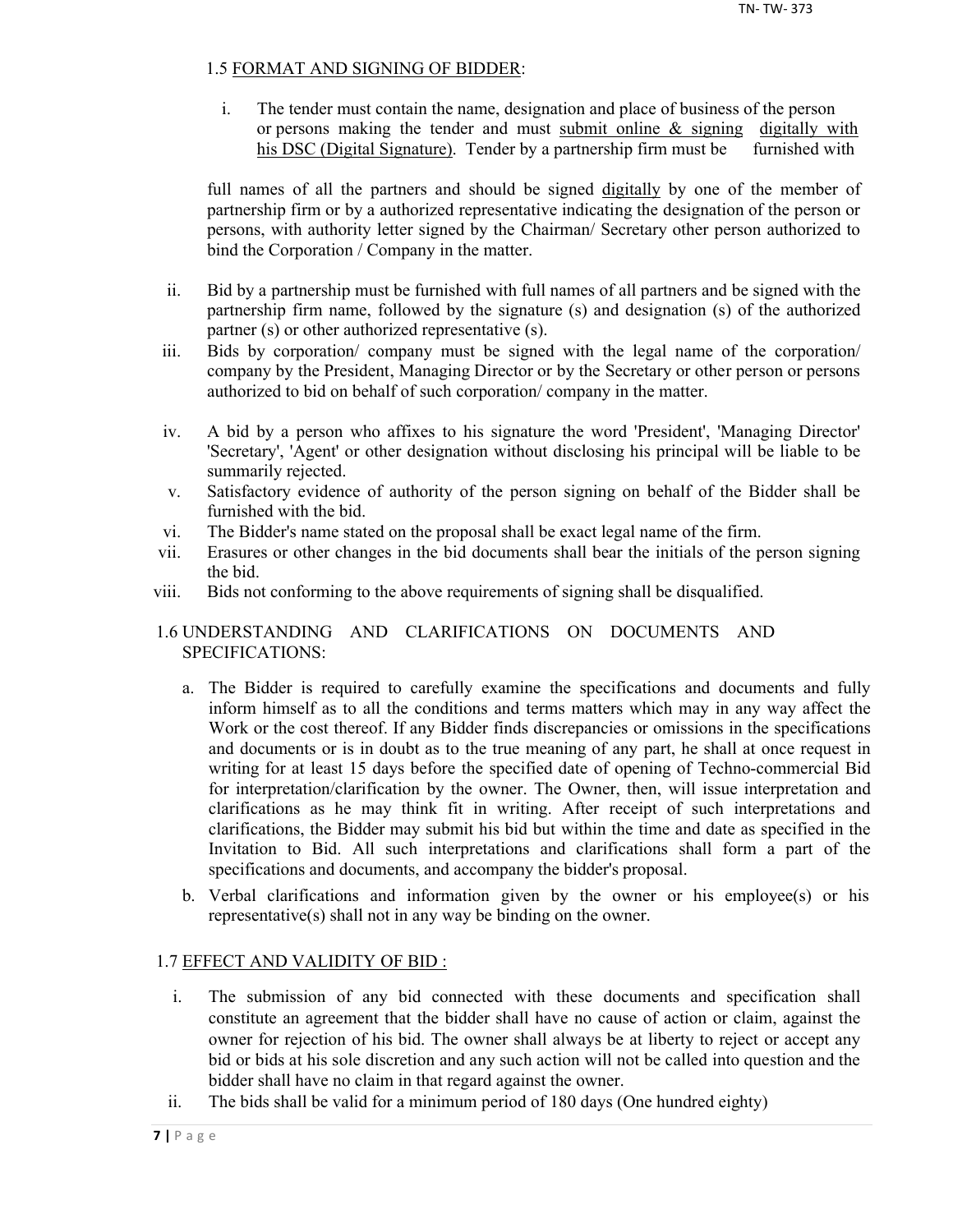1.5 <u>FORMAT AND SIGNING OF BIDDER</u>:

i. The tender must contain the name, designation and place of business of the person or persons making the tender and must <u>submit online & signing</u> <u>digitally with his DSC (Digital Signature)</u>. Tender by a partnership firm must be furnished with

full names of all the partners and should be signed <u>digitally</u> by one of the member of partnership firm or by a authorized representative indicating the designation of the person or persons, with authority letter signed by the Chairman/ Secretary other person authorized to bind the Corporation / Company in the matter.

ii. Bid by a partnership must be furnished with full names of all partners and be signed with the partnership firm name, followed by the signature (s) and designation (s) of the authorized partner (s) or other authorized representative (s).

iii. Bids by corporation/ company must be signed with the legal name of the corporation/ company by the President, Managing Director or by the Secretary or other person or persons authorized to bid on behalf of such corporation/ company in the matter.

iv. A bid by a person who affixes to his signature the word 'President', 'Managing Director' 'Secretary', 'Agent' or other designation without disclosing his principal will be liable to be summarily rejected.

v. Satisfactory evidence of authority of the person signing on behalf of the Bidder shall be furnished with the bid.

vi. The Bidder's name stated on the proposal shall be exact legal name of the firm.

vii. Erasures or other changes in the bid documents shall bear the initials of the person signing the bid.

viii. Bids not conforming to the above requirements of signing shall be disqualified.

1.6 UNDERSTANDING AND CLARIFICATIONS ON DOCUMENTS AND SPECIFICATIONS:

a. The Bidder is required to carefully examine the specifications and documents and fully inform himself as to all the conditions and terms matters which may in any way affect the Work or the cost thereof. If any Bidder finds discrepancies or omissions in the specifications and documents or is in doubt as to the true meaning of any part, he shall at once request in writing for at least 15 days before the specified date of opening of Techno-commercial Bid for interpretation/clarification by the owner. The Owner, then, will issue interpretation and clarifications as he may think fit in writing. After receipt of such interpretations and clarifications, the Bidder may submit his bid but within the time and date as specified in the Invitation to Bid. All such interpretations and clarifications shall form a part of the specifications and documents, and accompany the bidder's proposal.

b. Verbal clarifications and information given by the owner or his employee(s) or his representative(s) shall not in any way be binding on the owner.

1.7 <u>EFFECT AND VALIDITY OF BID :</u>

i. The submission of any bid connected with these documents and specification shall constitute an agreement that the bidder shall have no cause of action or claim, against the owner for rejection of his bid. The owner shall always be at liberty to reject or accept any bid or bids at his sole discretion and any such action will not be called into question and the bidder shall have no claim in that regard against the owner.

ii. The bids shall be valid for a minimum period of 180 days (One hundred eighty)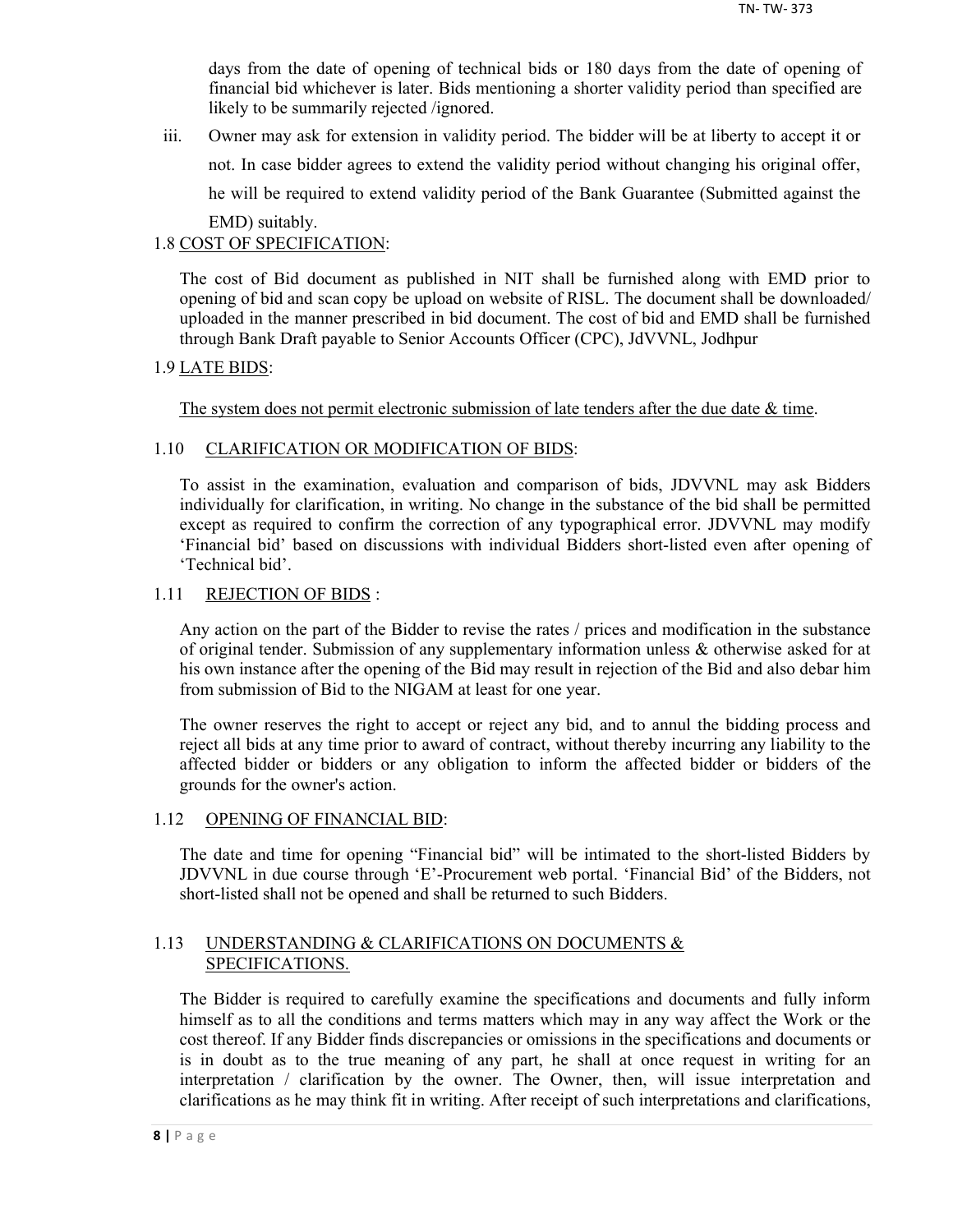days from the date of opening of technical bids or 180 days from the date of opening of financial bid whichever is later. Bids mentioning a shorter validity period than specified are likely to be summarily rejected /ignored.

iii. Owner may ask for extension in validity period. The bidder will be at liberty to accept it or not. In case bidder agrees to extend the validity period without changing his original offer, he will be required to extend validity period of the Bank Guarantee (Submitted against the EMD) suitably.

1.8 <u>COST OF SPECIFICATION</u>:

The cost of Bid document as published in NIT shall be furnished along with EMD prior to opening of bid and scan copy be upload on website of RISL. The document shall be downloaded/ uploaded in the manner prescribed in bid document. The cost of bid and EMD shall be furnished through Bank Draft payable to Senior Accounts Officer (CPC), JdVVNL, Jodhpur

1.9 <u>LATE BIDS</u>:

<u>The system does not permit electronic submission of late tenders after the due date & time</u>.

1.10 <u>CLARIFICATION OR MODIFICATION OF BIDS</u>:

To assist in the examination, evaluation and comparison of bids, JDVVNL may ask Bidders individually for clarification, in writing. No change in the substance of the bid shall be permitted except as required to confirm the correction of any typographical error. JDVVNL may modify 'Financial bid' based on discussions with individual Bidders short-listed even after opening of 'Technical bid'.

1.11 <u>REJECTION OF BIDS</u> :

Any action on the part of the Bidder to revise the rates / prices and modification in the substance of original tender. Submission of any supplementary information unless & otherwise asked for at his own instance after the opening of the Bid may result in rejection of the Bid and also debar him from submission of Bid to the NIGAM at least for one year.

The owner reserves the right to accept or reject any bid, and to annul the bidding process and reject all bids at any time prior to award of contract, without thereby incurring any liability to the affected bidder or bidders or any obligation to inform the affected bidder or bidders of the grounds for the owner's action.

1.12 <u>OPENING OF FINANCIAL BID</u>:

The date and time for opening "Financial bid" will be intimated to the short-listed Bidders by JDVVNL in due course through 'E'-Procurement web portal. 'Financial Bid' of the Bidders, not short-listed shall not be opened and shall be returned to such Bidders.

1.13 <u>UNDERSTANDING & CLARIFICATIONS ON DOCUMENTS & SPECIFICATIONS.</u>

The Bidder is required to carefully examine the specifications and documents and fully inform himself as to all the conditions and terms matters which may in any way affect the Work or the cost thereof. If any Bidder finds discrepancies or omissions in the specifications and documents or is in doubt as to the true meaning of any part, he shall at once request in writing for an interpretation / clarification by the owner. The Owner, then, will issue interpretation and clarifications as he may think fit in writing. After receipt of such interpretations and clarifications,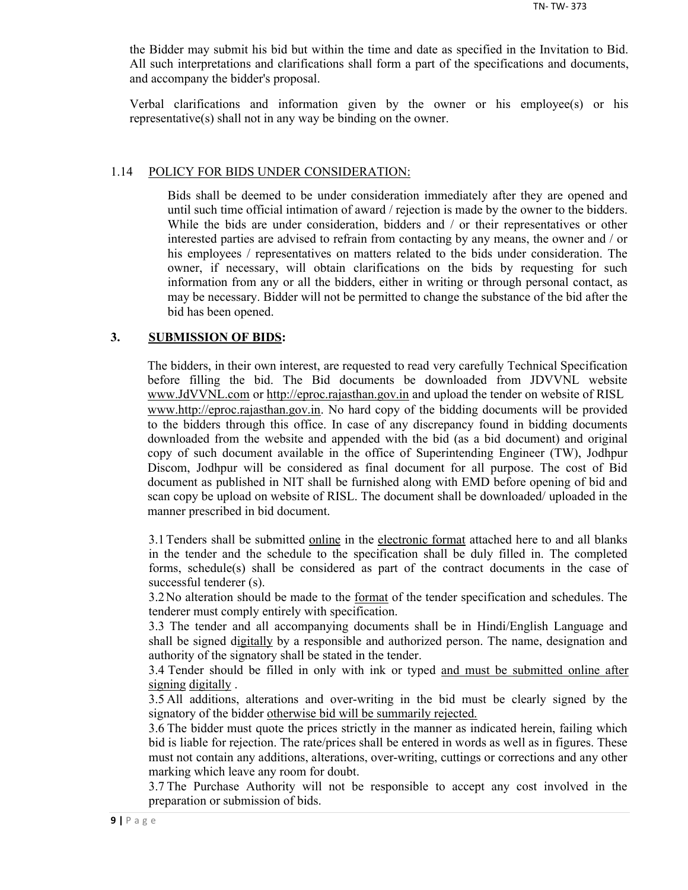the Bidder may submit his bid but within the time and date as specified in the Invitation to Bid. All such interpretations and clarifications shall form a part of the specifications and documents, and accompany the bidder's proposal.

Verbal clarifications and information given by the owner or his employee(s) or his representative(s) shall not in any way be binding on the owner.

### 1.14 POLICY FOR BIDS UNDER CONSIDERATION:

Bids shall be deemed to be under consideration immediately after they are opened and until such time official intimation of award / rejection is made by the owner to the bidders. While the bids are under consideration, bidders and / or their representatives or other interested parties are advised to refrain from contacting by any means, the owner and / or his employees / representatives on matters related to the bids under consideration. The owner, if necessary, will obtain clarifications on the bids by requesting for such information from any or all the bidders, either in writing or through personal contact, as may be necessary. Bidder will not be permitted to change the substance of the bid after the bid has been opened.

## 3. SUBMISSION OF BIDS:

The bidders, in their own interest, are requested to read very carefully Technical Specification before filling the bid. The Bid documents be downloaded from JDVVNL website www.JdVVNL.com or http://eproc.rajasthan.gov.in and upload the tender on website of RISL www.http://eproc.rajasthan.gov.in. No hard copy of the bidding documents will be provided to the bidders through this office. In case of any discrepancy found in bidding documents downloaded from the website and appended with the bid (as a bid document) and original copy of such document available in the office of Superintending Engineer (TW), Jodhpur Discom, Jodhpur will be considered as final document for all purpose. The cost of Bid document as published in NIT shall be furnished along with EMD before opening of bid and scan copy be upload on website of RISL. The document shall be downloaded/ uploaded in the manner prescribed in bid document.

3.1 Tenders shall be submitted online in the electronic format attached here to and all blanks in the tender and the schedule to the specification shall be duly filled in. The completed forms, schedule(s) shall be considered as part of the contract documents in the case of successful tenderer (s).

3.2 No alteration should be made to the format of the tender specification and schedules. The tenderer must comply entirely with specification.

3.3 The tender and all accompanying documents shall be in Hindi/English Language and shall be signed digitally by a responsible and authorized person. The name, designation and authority of the signatory shall be stated in the tender.

3.4 Tender should be filled in only with ink or typed and must be submitted online after signing digitally .

3.5 All additions, alterations and over-writing in the bid must be clearly signed by the signatory of the bidder otherwise bid will be summarily rejected.

3.6 The bidder must quote the prices strictly in the manner as indicated herein, failing which bid is liable for rejection. The rate/prices shall be entered in words as well as in figures. These must not contain any additions, alterations, over-writing, cuttings or corrections and any other marking which leave any room for doubt.

3.7 The Purchase Authority will not be responsible to accept any cost involved in the preparation or submission of bids.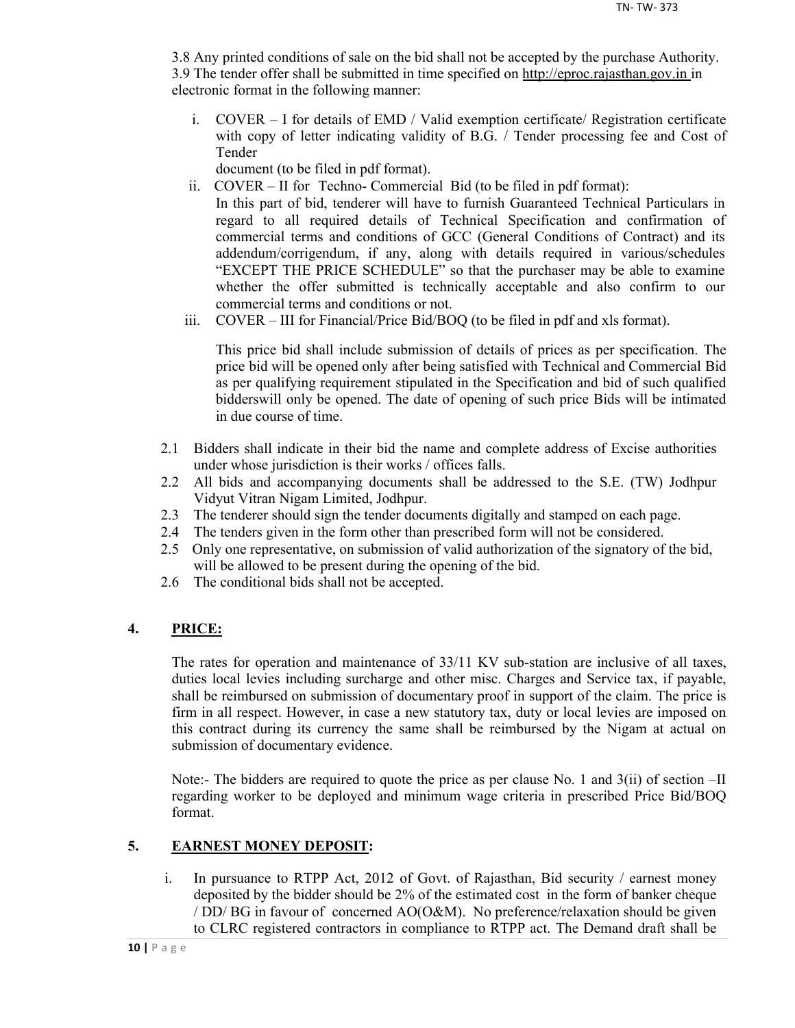3.8 Any printed conditions of sale on the bid shall not be accepted by the purchase Authority.
3.9 The tender offer shall be submitted in time specified on http://eproc.rajasthan.gov.in in electronic format in the following manner:

i. COVER – I for details of EMD / Valid exemption certificate/ Registration certificate with copy of letter indicating validity of B.G. / Tender processing fee and Cost of Tender
document (to be filed in pdf format).

ii. COVER – II for Techno- Commercial Bid (to be filed in pdf format):
In this part of bid, tenderer will have to furnish Guaranteed Technical Particulars in regard to all required details of Technical Specification and confirmation of commercial terms and conditions of GCC (General Conditions of Contract) and its addendum/corrigendum, if any, along with details required in various/schedules "EXCEPT THE PRICE SCHEDULE" so that the purchaser may be able to examine whether the offer submitted is technically acceptable and also confirm to our commercial terms and conditions or not.

iii. COVER – III for Financial/Price Bid/BOQ (to be filed in pdf and xls format).

This price bid shall include submission of details of prices as per specification. The price bid will be opened only after being satisfied with Technical and Commercial Bid as per qualifying requirement stipulated in the Specification and bid of such qualified bidderswill only be opened. The date of opening of such price Bids will be intimated in due course of time.

2.1 Bidders shall indicate in their bid the name and complete address of Excise authorities under whose jurisdiction is their works / offices falls.
2.2 All bids and accompanying documents shall be addressed to the S.E. (TW) Jodhpur Vidyut Vitran Nigam Limited, Jodhpur.
2.3 The tenderer should sign the tender documents digitally and stamped on each page.
2.4 The tenders given in the form other than prescribed form will not be considered.
2.5 Only one representative, on submission of valid authorization of the signatory of the bid, will be allowed to be present during the opening of the bid.
2.6 The conditional bids shall not be accepted.

## 4. PRICE:

The rates for operation and maintenance of 33/11 KV sub-station are inclusive of all taxes, duties local levies including surcharge and other misc. Charges and Service tax, if payable, shall be reimbursed on submission of documentary proof in support of the claim. The price is firm in all respect. However, in case a new statutory tax, duty or local levies are imposed on this contract during its currency the same shall be reimbursed by the Nigam at actual on submission of documentary evidence.

Note:- The bidders are required to quote the price as per clause No. 1 and 3(ii) of section –II regarding worker to be deployed and minimum wage criteria in prescribed Price Bid/BOQ format.

## 5. EARNEST MONEY DEPOSIT:

i. In pursuance to RTPP Act, 2012 of Govt. of Rajasthan, Bid security / earnest money deposited by the bidder should be 2% of the estimated cost in the form of banker cheque / DD/ BG in favour of concerned AO(O&M). No preference/relaxation should be given to CLRC registered contractors in compliance to RTPP act. The Demand draft shall be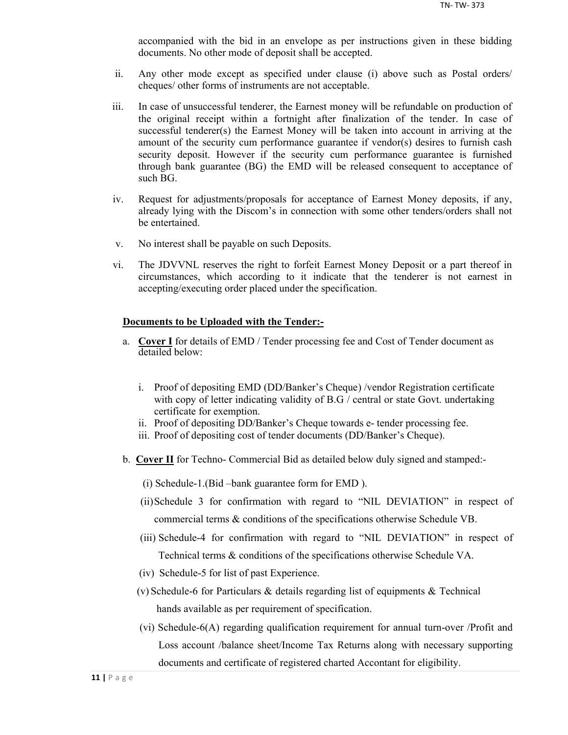accompanied with the bid in an envelope as per instructions given in these bidding documents. No other mode of deposit shall be accepted.

ii. Any other mode except as specified under clause (i) above such as Postal orders/ cheques/ other forms of instruments are not acceptable.

iii. In case of unsuccessful tenderer, the Earnest money will be refundable on production of the original receipt within a fortnight after finalization of the tender. In case of successful tenderer(s) the Earnest Money will be taken into account in arriving at the amount of the security cum performance guarantee if vendor(s) desires to furnish cash security deposit. However if the security cum performance guarantee is furnished through bank guarantee (BG) the EMD will be released consequent to acceptance of such BG.

iv. Request for adjustments/proposals for acceptance of Earnest Money deposits, if any, already lying with the Discom's in connection with some other tenders/orders shall not be entertained.

v. No interest shall be payable on such Deposits.

vi. The JDVVNL reserves the right to forfeit Earnest Money Deposit or a part thereof in circumstances, which according to it indicate that the tenderer is not earnest in accepting/executing order placed under the specification.

**Documents to be Uploaded with the Tender:-**

a. **Cover I** for details of EMD / Tender processing fee and Cost of Tender document as detailed below:

   i. Proof of depositing EMD (DD/Banker's Cheque) /vendor Registration certificate with copy of letter indicating validity of B.G / central or state Govt. undertaking certificate for exemption.
   ii. Proof of depositing DD/Banker's Cheque towards e- tender processing fee.
   iii. Proof of depositing cost of tender documents (DD/Banker's Cheque).

b. **Cover II** for Techno- Commercial Bid as detailed below duly signed and stamped:-

   (i) Schedule-1.(Bid –bank guarantee form for EMD ).

   (ii) Schedule 3 for confirmation with regard to "NIL DEVIATION" in respect of commercial terms & conditions of the specifications otherwise Schedule VB.

   (iii) Schedule-4 for confirmation with regard to "NIL DEVIATION" in respect of Technical terms & conditions of the specifications otherwise Schedule VA.

   (iv) Schedule-5 for list of past Experience.

   (v) Schedule-6 for Particulars & details regarding list of equipments & Technical hands available as per requirement of specification.

   (vi) Schedule-6(A) regarding qualification requirement for annual turn-over /Profit and Loss account /balance sheet/Income Tax Returns along with necessary supporting documents and certificate of registered charted Accontant for eligibility.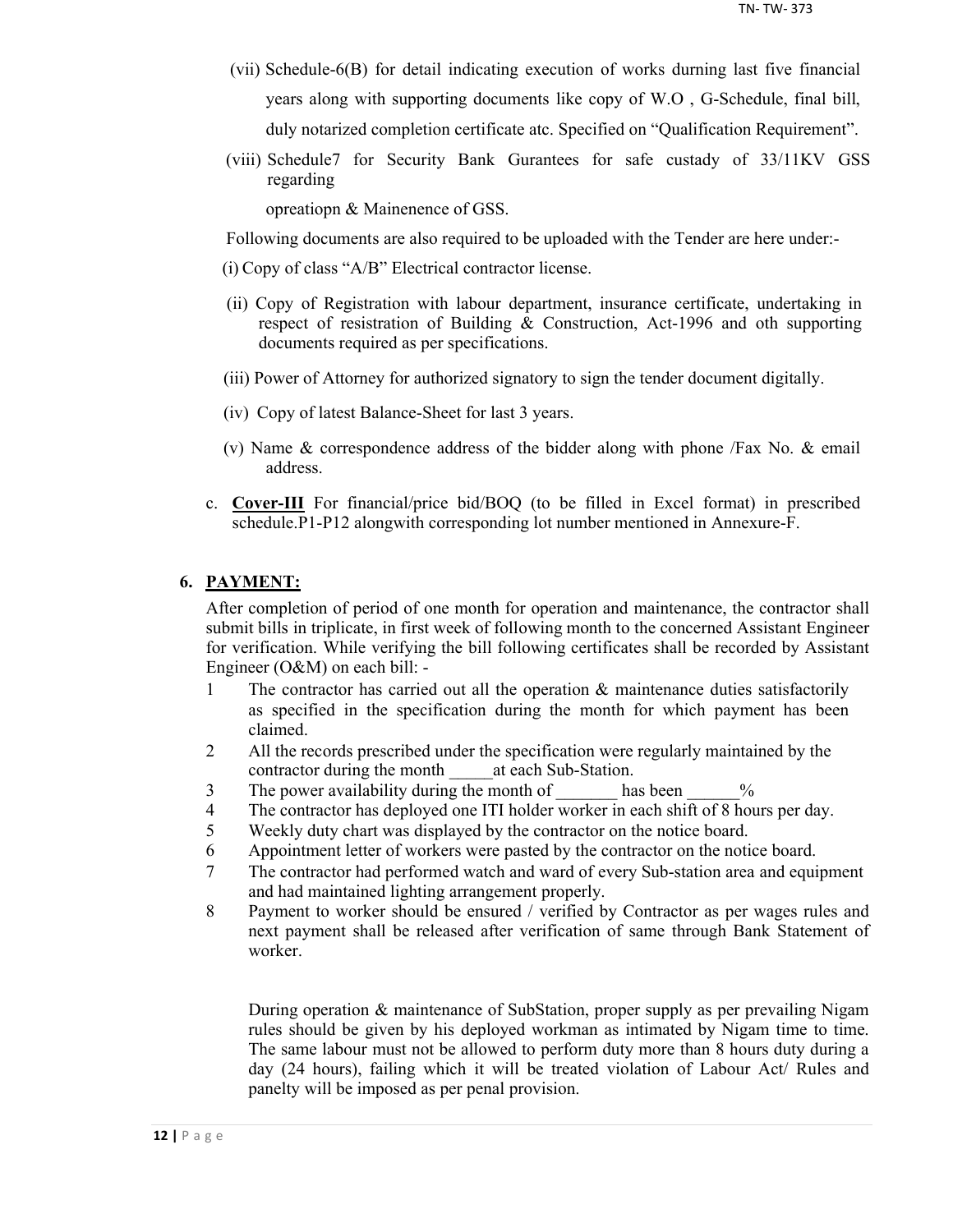(vii) Schedule-6(B) for detail indicating execution of works durning last five financial years along with supporting documents like copy of W.O , G-Schedule, final bill, duly notarized completion certificate atc. Specified on "Qualification Requirement".

(viii) Schedule7 for Security Bank Gurantees for safe custady of 33/11KV GSS regarding

opreatiopn & Mainenence of GSS.

Following documents are also required to be uploaded with the Tender are here under:-

(i) Copy of class "A/B" Electrical contractor license.

(ii) Copy of Registration with labour department, insurance certificate, undertaking in respect of resistration of Building & Construction, Act-1996 and oth supporting documents required as per specifications.

(iii) Power of Attorney for authorized signatory to sign the tender document digitally.

(iv) Copy of latest Balance-Sheet for last 3 years.

(v) Name & correspondence address of the bidder along with phone /Fax No. & email address.

c. **Cover-III** For financial/price bid/BOQ (to be filled in Excel format) in prescribed schedule.P1-P12 alongwith corresponding lot number mentioned in Annexure-F.

## 6. PAYMENT:

After completion of period of one month for operation and maintenance, the contractor shall submit bills in triplicate, in first week of following month to the concerned Assistant Engineer for verification. While verifying the bill following certificates shall be recorded by Assistant Engineer (O&M) on each bill: -

1. The contractor has carried out all the operation & maintenance duties satisfactorily as specified in the specification during the month for which payment has been claimed.
2. All the records prescribed under the specification were regularly maintained by the contractor during the month _____at each Sub-Station.
3. The power availability during the month of _______ has been ______%
4. The contractor has deployed one ITI holder worker in each shift of 8 hours per day.
5. Weekly duty chart was displayed by the contractor on the notice board.
6. Appointment letter of workers were pasted by the contractor on the notice board.
7. The contractor had performed watch and ward of every Sub-station area and equipment and had maintained lighting arrangement properly.
8. Payment to worker should be ensured / verified by Contractor as per wages rules and next payment shall be released after verification of same through Bank Statement of worker.

During operation & maintenance of SubStation, proper supply as per prevailing Nigam rules should be given by his deployed workman as intimated by Nigam time to time. The same labour must not be allowed to perform duty more than 8 hours duty during a day (24 hours), failing which it will be treated violation of Labour Act/ Rules and panelty will be imposed as per penal provision.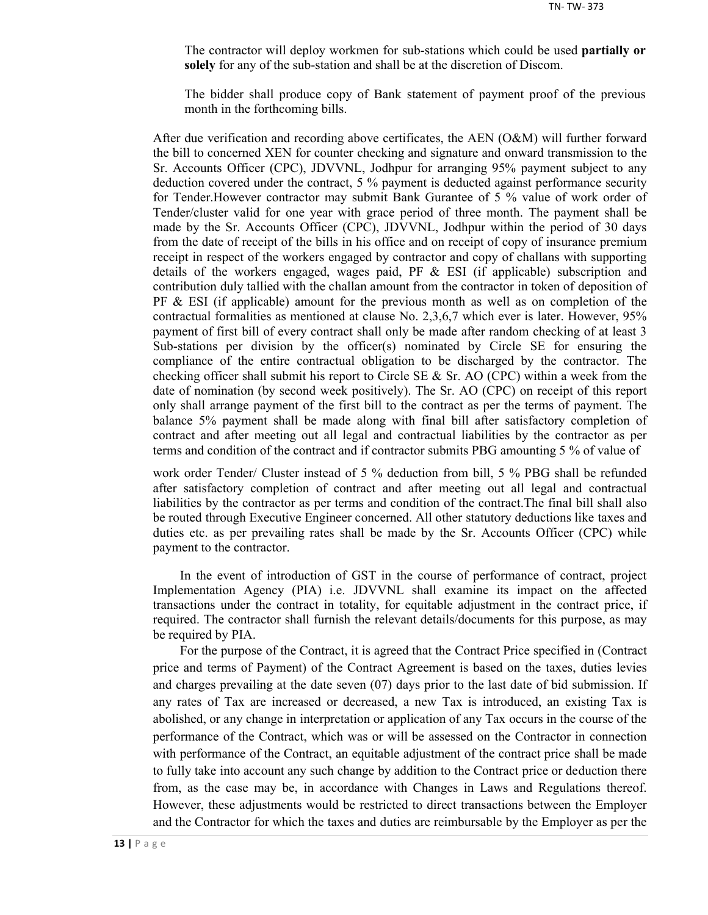The contractor will deploy workmen for sub-stations which could be used **partially or solely** for any of the sub-station and shall be at the discretion of Discom.

The bidder shall produce copy of Bank statement of payment proof of the previous month in the forthcoming bills.

After due verification and recording above certificates, the AEN (O&M) will further forward the bill to concerned XEN for counter checking and signature and onward transmission to the Sr. Accounts Officer (CPC), JDVVNL, Jodhpur for arranging 95% payment subject to any deduction covered under the contract, 5 % payment is deducted against performance security for Tender.However contractor may submit Bank Gurantee of 5 % value of work order of Tender/cluster valid for one year with grace period of three month. The payment shall be made by the Sr. Accounts Officer (CPC), JDVVNL, Jodhpur within the period of 30 days from the date of receipt of the bills in his office and on receipt of copy of insurance premium receipt in respect of the workers engaged by contractor and copy of challans with supporting details of the workers engaged, wages paid, PF & ESI (if applicable) subscription and contribution duly tallied with the challan amount from the contractor in token of deposition of PF & ESI (if applicable) amount for the previous month as well as on completion of the contractual formalities as mentioned at clause No. 2,3,6,7 which ever is later. However, 95% payment of first bill of every contract shall only be made after random checking of at least 3 Sub-stations per division by the officer(s) nominated by Circle SE for ensuring the compliance of the entire contractual obligation to be discharged by the contractor. The checking officer shall submit his report to Circle SE & Sr. AO (CPC) within a week from the date of nomination (by second week positively). The Sr. AO (CPC) on receipt of this report only shall arrange payment of the first bill to the contract as per the terms of payment. The balance 5% payment shall be made along with final bill after satisfactory completion of contract and after meeting out all legal and contractual liabilities by the contractor as per terms and condition of the contract and if contractor submits PBG amounting 5 % of value of work order Tender/ Cluster instead of 5 % deduction from bill, 5 % PBG shall be refunded after satisfactory completion of contract and after meeting out all legal and contractual liabilities by the contractor as per terms and condition of the contract.The final bill shall also be routed through Executive Engineer concerned. All other statutory deductions like taxes and duties etc. as per prevailing rates shall be made by the Sr. Accounts Officer (CPC) while payment to the contractor.

In the event of introduction of GST in the course of performance of contract, project Implementation Agency (PIA) i.e. JDVVNL shall examine its impact on the affected transactions under the contract in totality, for equitable adjustment in the contract price, if required. The contractor shall furnish the relevant details/documents for this purpose, as may be required by PIA.

For the purpose of the Contract, it is agreed that the Contract Price specified in (Contract price and terms of Payment) of the Contract Agreement is based on the taxes, duties levies and charges prevailing at the date seven (07) days prior to the last date of bid submission. If any rates of Tax are increased or decreased, a new Tax is introduced, an existing Tax is abolished, or any change in interpretation or application of any Tax occurs in the course of the performance of the Contract, which was or will be assessed on the Contractor in connection with performance of the Contract, an equitable adjustment of the contract price shall be made to fully take into account any such change by addition to the Contract price or deduction there from, as the case may be, in accordance with Changes in Laws and Regulations thereof. However, these adjustments would be restricted to direct transactions between the Employer and the Contractor for which the taxes and duties are reimbursable by the Employer as per the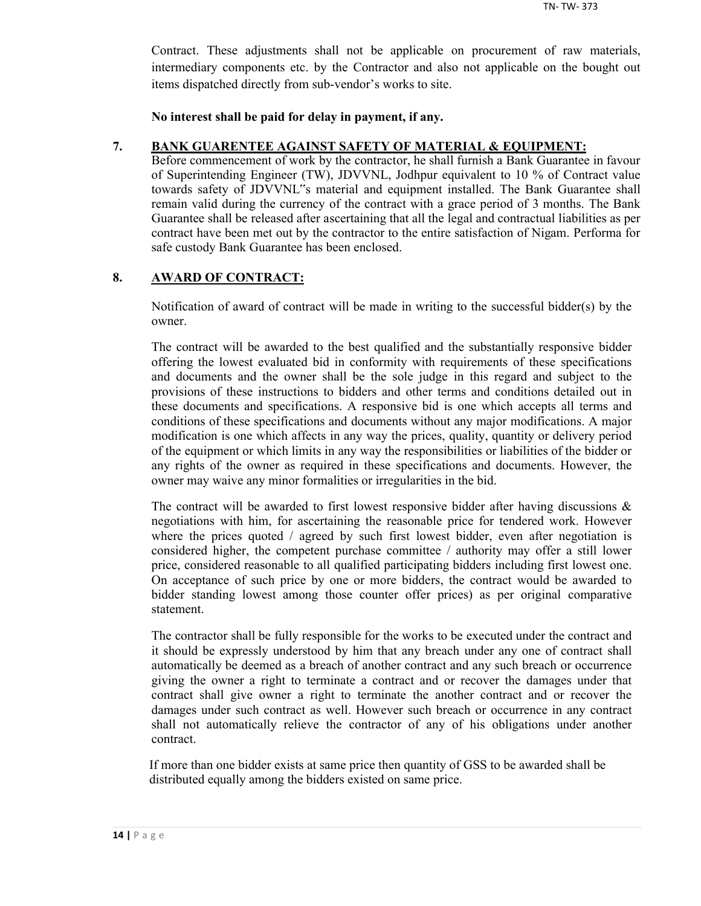Contract. These adjustments shall not be applicable on procurement of raw materials, intermediary components etc. by the Contractor and also not applicable on the bought out items dispatched directly from sub-vendor's works to site.

**No interest shall be paid for delay in payment, if any.**

## 7. BANK GUARENTEE AGAINST SAFETY OF MATERIAL & EQUIPMENT:

Before commencement of work by the contractor, he shall furnish a Bank Guarantee in favour of Superintending Engineer (TW), JDVVNL, Jodhpur equivalent to 10 % of Contract value towards safety of JDVVNL"s material and equipment installed. The Bank Guarantee shall remain valid during the currency of the contract with a grace period of 3 months. The Bank Guarantee shall be released after ascertaining that all the legal and contractual liabilities as per contract have been met out by the contractor to the entire satisfaction of Nigam. Performa for safe custody Bank Guarantee has been enclosed.

## 8. AWARD OF CONTRACT:

Notification of award of contract will be made in writing to the successful bidder(s) by the owner.

The contract will be awarded to the best qualified and the substantially responsive bidder offering the lowest evaluated bid in conformity with requirements of these specifications and documents and the owner shall be the sole judge in this regard and subject to the provisions of these instructions to bidders and other terms and conditions detailed out in these documents and specifications. A responsive bid is one which accepts all terms and conditions of these specifications and documents without any major modifications. A major modification is one which affects in any way the prices, quality, quantity or delivery period of the equipment or which limits in any way the responsibilities or liabilities of the bidder or any rights of the owner as required in these specifications and documents. However, the owner may waive any minor formalities or irregularities in the bid.

The contract will be awarded to first lowest responsive bidder after having discussions & negotiations with him, for ascertaining the reasonable price for tendered work. However where the prices quoted / agreed by such first lowest bidder, even after negotiation is considered higher, the competent purchase committee / authority may offer a still lower price, considered reasonable to all qualified participating bidders including first lowest one. On acceptance of such price by one or more bidders, the contract would be awarded to bidder standing lowest among those counter offer prices) as per original comparative statement.

The contractor shall be fully responsible for the works to be executed under the contract and it should be expressly understood by him that any breach under any one of contract shall automatically be deemed as a breach of another contract and any such breach or occurrence giving the owner a right to terminate a contract and or recover the damages under that contract shall give owner a right to terminate the another contract and or recover the damages under such contract as well. However such breach or occurrence in any contract shall not automatically relieve the contractor of any of his obligations under another contract.

If more than one bidder exists at same price then quantity of GSS to be awarded shall be distributed equally among the bidders existed on same price.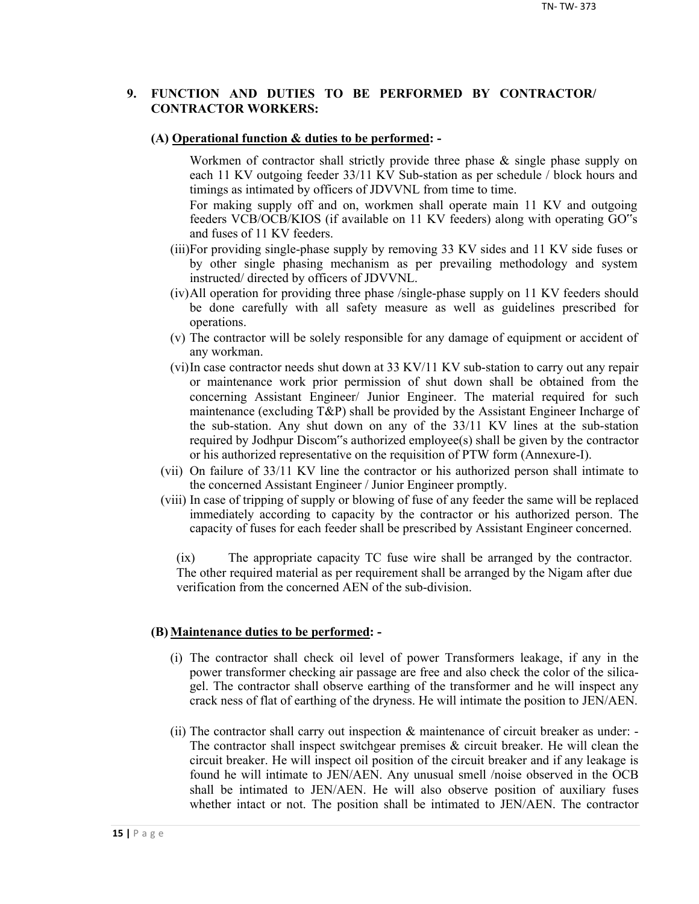## 9. FUNCTION AND DUTIES TO BE PERFORMED BY CONTRACTOR/ CONTRACTOR WORKERS:

### (A) Operational function & duties to be performed: -

Workmen of contractor shall strictly provide three phase & single phase supply on each 11 KV outgoing feeder 33/11 KV Sub-station as per schedule / block hours and timings as intimated by officers of JDVVNL from time to time.

For making supply off and on, workmen shall operate main 11 KV and outgoing feeders VCB/OCB/KIOS (if available on 11 KV feeders) along with operating GO"s and fuses of 11 KV feeders.

(iii) For providing single-phase supply by removing 33 KV sides and 11 KV side fuses or by other single phasing mechanism as per prevailing methodology and system instructed/ directed by officers of JDVVNL.

(iv) All operation for providing three phase /single-phase supply on 11 KV feeders should be done carefully with all safety measure as well as guidelines prescribed for operations.

(v) The contractor will be solely responsible for any damage of equipment or accident of any workman.

(vi) In case contractor needs shut down at 33 KV/11 KV sub-station to carry out any repair or maintenance work prior permission of shut down shall be obtained from the concerning Assistant Engineer/ Junior Engineer. The material required for such maintenance (excluding T&P) shall be provided by the Assistant Engineer Incharge of the sub-station. Any shut down on any of the 33/11 KV lines at the sub-station required by Jodhpur Discom"s authorized employee(s) shall be given by the contractor or his authorized representative on the requisition of PTW form (Annexure-I).

(vii) On failure of 33/11 KV line the contractor or his authorized person shall intimate to the concerned Assistant Engineer / Junior Engineer promptly.

(viii) In case of tripping of supply or blowing of fuse of any feeder the same will be replaced immediately according to capacity by the contractor or his authorized person. The capacity of fuses for each feeder shall be prescribed by Assistant Engineer concerned.

(ix) The appropriate capacity TC fuse wire shall be arranged by the contractor. The other required material as per requirement shall be arranged by the Nigam after due verification from the concerned AEN of the sub-division.

### (B) Maintenance duties to be performed: -

(i) The contractor shall check oil level of power Transformers leakage, if any in the power transformer checking air passage are free and also check the color of the silica-gel. The contractor shall observe earthing of the transformer and he will inspect any crack ness of flat of earthing of the dryness. He will intimate the position to JEN/AEN.

(ii) The contractor shall carry out inspection & maintenance of circuit breaker as under: - The contractor shall inspect switchgear premises & circuit breaker. He will clean the circuit breaker. He will inspect oil position of the circuit breaker and if any leakage is found he will intimate to JEN/AEN. Any unusual smell /noise observed in the OCB shall be intimated to JEN/AEN. He will also observe position of auxiliary fuses whether intact or not. The position shall be intimated to JEN/AEN. The contractor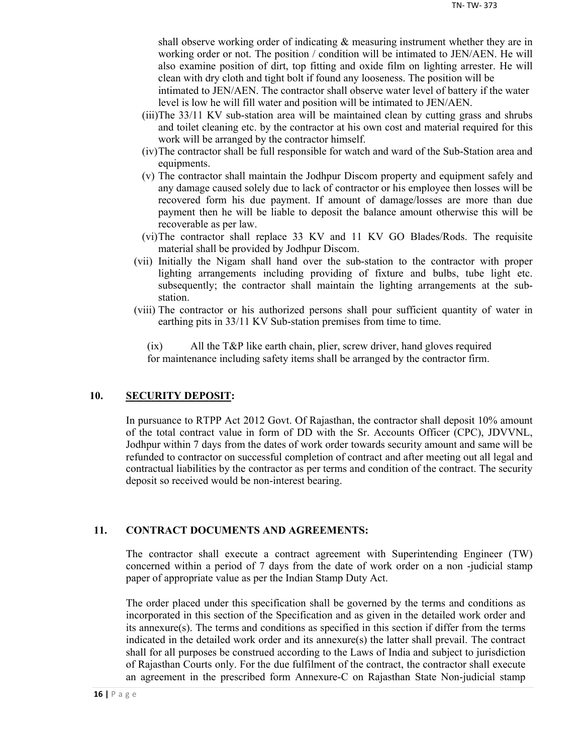shall observe working order of indicating & measuring instrument whether they are in working order or not. The position / condition will be intimated to JEN/AEN. He will also examine position of dirt, top fitting and oxide film on lighting arrester. He will clean with dry cloth and tight bolt if found any looseness. The position will be intimated to JEN/AEN. The contractor shall observe water level of battery if the water level is low he will fill water and position will be intimated to JEN/AEN.

(iii) The 33/11 KV sub-station area will be maintained clean by cutting grass and shrubs and toilet cleaning etc. by the contractor at his own cost and material required for this work will be arranged by the contractor himself.

(iv) The contractor shall be full responsible for watch and ward of the Sub-Station area and equipments.

(v) The contractor shall maintain the Jodhpur Discom property and equipment safely and any damage caused solely due to lack of contractor or his employee then losses will be recovered form his due payment. If amount of damage/losses are more than due payment then he will be liable to deposit the balance amount otherwise this will be recoverable as per law.

(vi) The contractor shall replace 33 KV and 11 KV GO Blades/Rods. The requisite material shall be provided by Jodhpur Discom.

(vii) Initially the Nigam shall hand over the sub-station to the contractor with proper lighting arrangements including providing of fixture and bulbs, tube light etc. subsequently; the contractor shall maintain the lighting arrangements at the sub-station.

(viii) The contractor or his authorized persons shall pour sufficient quantity of water in earthing pits in 33/11 KV Sub-station premises from time to time.

(ix) All the T&P like earth chain, plier, screw driver, hand gloves required for maintenance including safety items shall be arranged by the contractor firm.

## 10. SECURITY DEPOSIT:

In pursuance to RTPP Act 2012 Govt. Of Rajasthan, the contractor shall deposit 10% amount of the total contract value in form of DD with the Sr. Accounts Officer (CPC), JDVVNL, Jodhpur within 7 days from the dates of work order towards security amount and same will be refunded to contractor on successful completion of contract and after meeting out all legal and contractual liabilities by the contractor as per terms and condition of the contract. The security deposit so received would be non-interest bearing.

## 11. CONTRACT DOCUMENTS AND AGREEMENTS:

The contractor shall execute a contract agreement with Superintending Engineer (TW) concerned within a period of 7 days from the date of work order on a non -judicial stamp paper of appropriate value as per the Indian Stamp Duty Act.

The order placed under this specification shall be governed by the terms and conditions as incorporated in this section of the Specification and as given in the detailed work order and its annexure(s). The terms and conditions as specified in this section if differ from the terms indicated in the detailed work order and its annexure(s) the latter shall prevail. The contract shall for all purposes be construed according to the Laws of India and subject to jurisdiction of Rajasthan Courts only. For the due fulfilment of the contract, the contractor shall execute an agreement in the prescribed form Annexure-C on Rajasthan State Non-judicial stamp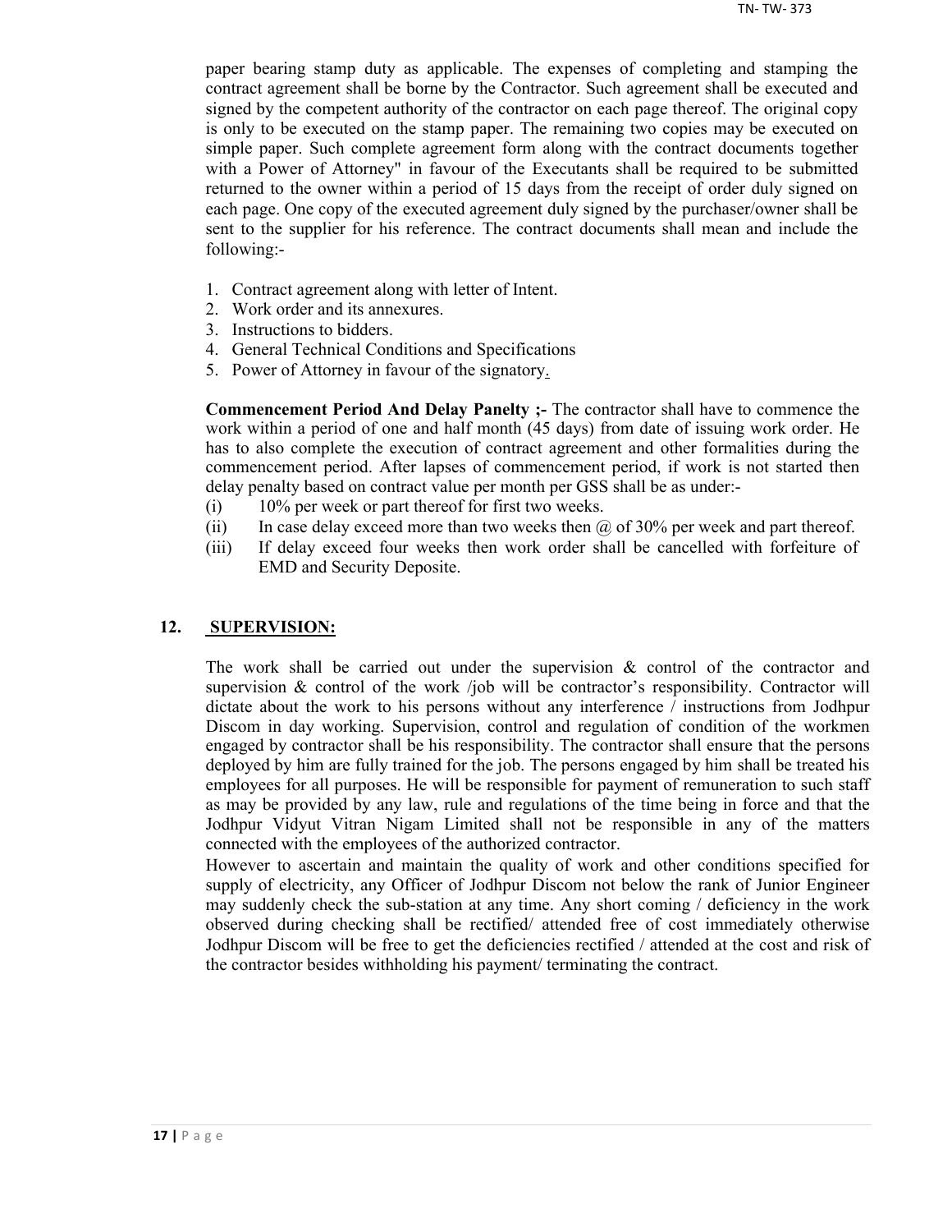paper bearing stamp duty as applicable. The expenses of completing and stamping the contract agreement shall be borne by the Contractor. Such agreement shall be executed and signed by the competent authority of the contractor on each page thereof. The original copy is only to be executed on the stamp paper. The remaining two copies may be executed on simple paper. Such complete agreement form along with the contract documents together with a Power of Attorney" in favour of the Executants shall be required to be submitted returned to the owner within a period of 15 days from the receipt of order duly signed on each page. One copy of the executed agreement duly signed by the purchaser/owner shall be sent to the supplier for his reference. The contract documents shall mean and include the following:-

1. Contract agreement along with letter of Intent.
2. Work order and its annexures.
3. Instructions to bidders.
4. General Technical Conditions and Specifications
5. Power of Attorney in favour of the signatory.

**Commencement Period And Delay Panelty ;-** The contractor shall have to commence the work within a period of one and half month (45 days) from date of issuing work order. He has to also complete the execution of contract agreement and other formalities during the commencement period. After lapses of commencement period, if work is not started then delay penalty based on contract value per month per GSS shall be as under:-

(i) 10% per week or part thereof for first two weeks.

(ii) In case delay exceed more than two weeks then @ of 30% per week and part thereof.

(iii) If delay exceed four weeks then work order shall be cancelled with forfeiture of EMD and Security Deposite.

## 12. SUPERVISION:

The work shall be carried out under the supervision & control of the contractor and supervision & control of the work /job will be contractor's responsibility. Contractor will dictate about the work to his persons without any interference / instructions from Jodhpur Discom in day working. Supervision, control and regulation of condition of the workmen engaged by contractor shall be his responsibility. The contractor shall ensure that the persons deployed by him are fully trained for the job. The persons engaged by him shall be treated his employees for all purposes. He will be responsible for payment of remuneration to such staff as may be provided by any law, rule and regulations of the time being in force and that the Jodhpur Vidyut Vitran Nigam Limited shall not be responsible in any of the matters connected with the employees of the authorized contractor.

However to ascertain and maintain the quality of work and other conditions specified for supply of electricity, any Officer of Jodhpur Discom not below the rank of Junior Engineer may suddenly check the sub-station at any time. Any short coming / deficiency in the work observed during checking shall be rectified/ attended free of cost immediately otherwise Jodhpur Discom will be free to get the deficiencies rectified / attended at the cost and risk of the contractor besides withholding his payment/ terminating the contract.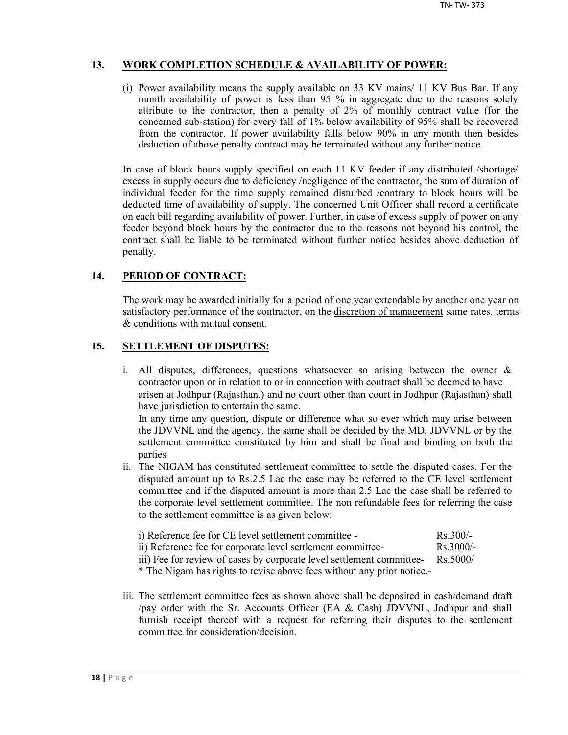## 13. WORK COMPLETION SCHEDULE & AVAILABILITY OF POWER:

(i) Power availability means the supply available on 33 KV mains/ 11 KV Bus Bar. If any month availability of power is less than 95 % in aggregate due to the reasons solely attribute to the contractor, then a penalty of 2% of monthly contract value (for the concerned sub-station) for every fall of 1% below availability of 95% shall be recovered from the contractor. If power availability falls below 90% in any month then besides deduction of above penalty contract may be terminated without any further notice.

In case of block hours supply specified on each 11 KV feeder if any distributed /shortage/ excess in supply occurs due to deficiency /negligence of the contractor, the sum of duration of individual feeder for the time supply remained disturbed /contrary to block hours will be deducted time of availability of supply. The concerned Unit Officer shall record a certificate on each bill regarding availability of power. Further, in case of excess supply of power on any feeder beyond block hours by the contractor due to the reasons not beyond his control, the contract shall be liable to be terminated without further notice besides above deduction of penalty.

## 14. PERIOD OF CONTRACT:

The work may be awarded initially for a period of <u>one year</u> extendable by another one year on satisfactory performance of the contractor, on the <u>discretion of management</u> same rates, terms & conditions with mutual consent.

## 15. SETTLEMENT OF DISPUTES:

i. All disputes, differences, questions whatsoever so arising between the owner & contractor upon or in relation to or in connection with contract shall be deemed to have arisen at Jodhpur (Rajasthan.) and no court other than court in Jodhpur (Rajasthan) shall have jurisdiction to entertain the same.
   In any time any question, dispute or difference what so ever which may arise between the JDVVNL and the agency, the same shall be decided by the MD, JDVVNL or by the settlement committee constituted by him and shall be final and binding on both the parties

ii. The NIGAM has constituted settlement committee to settle the disputed cases. For the disputed amount up to Rs.2.5 Lac the case may be referred to the CE level settlement committee and if the disputed amount is more than 2.5 Lac the case shall be referred to the corporate level settlement committee. The non refundable fees for referring the case to the settlement committee is as given below:

| | |
|---|---|
| i) Reference fee for CE level settlement committee - | Rs.300/- |
| ii) Reference fee for corporate level settlement committee- | Rs.3000/- |
| iii) Fee for review of cases by corporate level settlement committee- | Rs.5000/ |

   * The Nigam has rights to revise above fees without any prior notice.-

iii. The settlement committee fees as shown above shall be deposited in cash/demand draft /pay order with the Sr. Accounts Officer (EA & Cash) JDVVNL, Jodhpur and shall furnish receipt thereof with a request for referring their disputes to the settlement committee for consideration/decision.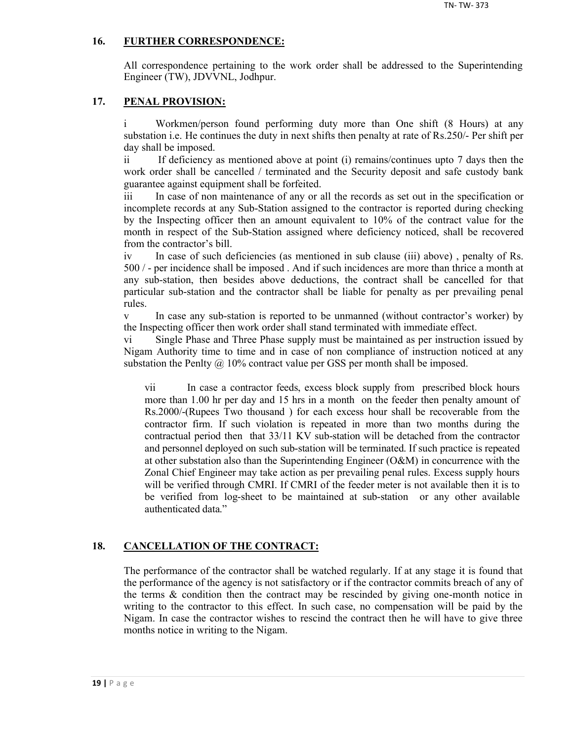## 16. FURTHER CORRESPONDENCE:

All correspondence pertaining to the work order shall be addressed to the Superintending Engineer (TW), JDVVNL, Jodhpur.

## 17. PENAL PROVISION:

i Workmen/person found performing duty more than One shift (8 Hours) at any substation i.e. He continues the duty in next shifts then penalty at rate of Rs.250/- Per shift per day shall be imposed.

ii If deficiency as mentioned above at point (i) remains/continues upto 7 days then the work order shall be cancelled / terminated and the Security deposit and safe custody bank guarantee against equipment shall be forfeited.

iii In case of non maintenance of any or all the records as set out in the specification or incomplete records at any Sub-Station assigned to the contractor is reported during checking by the Inspecting officer then an amount equivalent to 10% of the contract value for the month in respect of the Sub-Station assigned where deficiency noticed, shall be recovered from the contractor's bill.

iv In case of such deficiencies (as mentioned in sub clause (iii) above) , penalty of Rs. 500 / - per incidence shall be imposed . And if such incidences are more than thrice a month at any sub-station, then besides above deductions, the contract shall be cancelled for that particular sub-station and the contractor shall be liable for penalty as per prevailing penal rules.

v In case any sub-station is reported to be unmanned (without contractor's worker) by the Inspecting officer then work order shall stand terminated with immediate effect.

vi Single Phase and Three Phase supply must be maintained as per instruction issued by Nigam Authority time to time and in case of non compliance of instruction noticed at any substation the Penlty @ 10% contract value per GSS per month shall be imposed.

vii In case a contractor feeds, excess block supply from prescribed block hours more than 1.00 hr per day and 15 hrs in a month on the feeder then penalty amount of Rs.2000/-(Rupees Two thousand ) for each excess hour shall be recoverable from the contractor firm. If such violation is repeated in more than two months during the contractual period then that 33/11 KV sub-station will be detached from the contractor and personnel deployed on such sub-station will be terminated. If such practice is repeated at other substation also than the Superintending Engineer (O&M) in concurrence with the Zonal Chief Engineer may take action as per prevailing penal rules. Excess supply hours will be verified through CMRI. If CMRI of the feeder meter is not available then it is to be verified from log-sheet to be maintained at sub-station or any other available authenticated data."

## 18. CANCELLATION OF THE CONTRACT:

The performance of the contractor shall be watched regularly. If at any stage it is found that the performance of the agency is not satisfactory or if the contractor commits breach of any of the terms & condition then the contract may be rescinded by giving one-month notice in writing to the contractor to this effect. In such case, no compensation will be paid by the Nigam. In case the contractor wishes to rescind the contract then he will have to give three months notice in writing to the Nigam.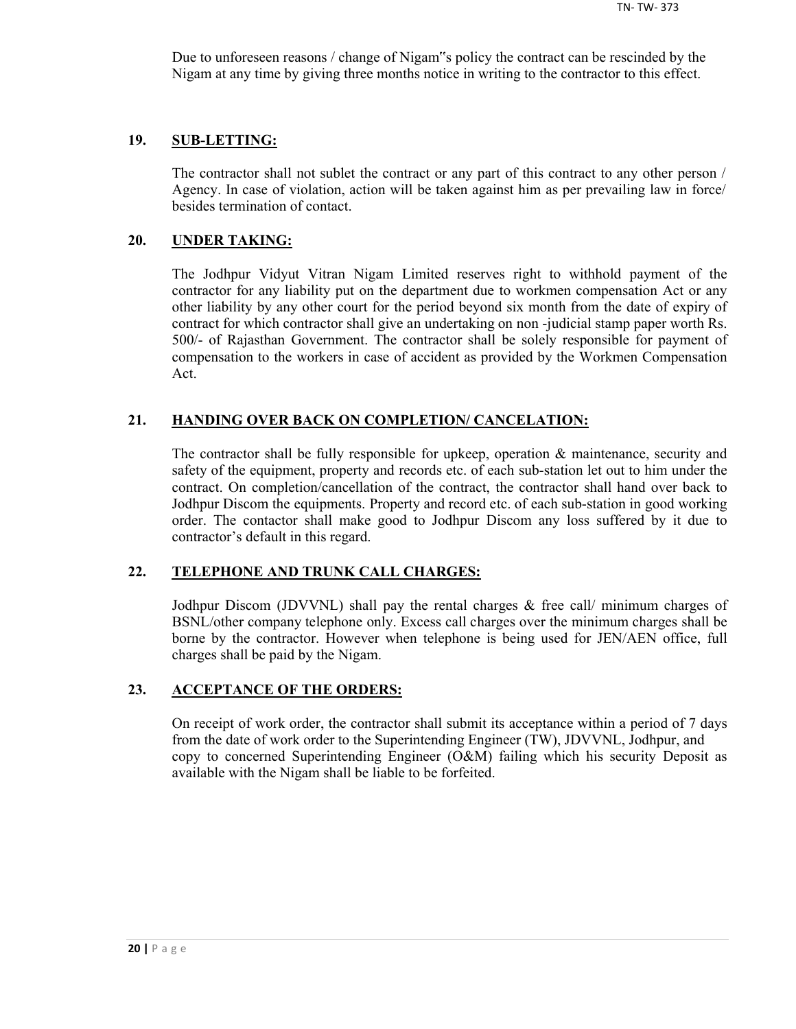Due to unforeseen reasons / change of Nigam"s policy the contract can be rescinded by the Nigam at any time by giving three months notice in writing to the contractor to this effect.

**19. SUB-LETTING:**

The contractor shall not sublet the contract or any part of this contract to any other person / Agency. In case of violation, action will be taken against him as per prevailing law in force/ besides termination of contact.

**20. UNDER TAKING:**

The Jodhpur Vidyut Vitran Nigam Limited reserves right to withhold payment of the contractor for any liability put on the department due to workmen compensation Act or any other liability by any other court for the period beyond six month from the date of expiry of contract for which contractor shall give an undertaking on non -judicial stamp paper worth Rs. 500/- of Rajasthan Government. The contractor shall be solely responsible for payment of compensation to the workers in case of accident as provided by the Workmen Compensation Act.

**21. HANDING OVER BACK ON COMPLETION/ CANCELATION:**

The contractor shall be fully responsible for upkeep, operation & maintenance, security and safety of the equipment, property and records etc. of each sub-station let out to him under the contract. On completion/cancellation of the contract, the contractor shall hand over back to Jodhpur Discom the equipments. Property and record etc. of each sub-station in good working order. The contactor shall make good to Jodhpur Discom any loss suffered by it due to contractor's default in this regard.

**22. TELEPHONE AND TRUNK CALL CHARGES:**

Jodhpur Discom (JDVVNL) shall pay the rental charges & free call/ minimum charges of BSNL/other company telephone only. Excess call charges over the minimum charges shall be borne by the contractor. However when telephone is being used for JEN/AEN office, full charges shall be paid by the Nigam.

**23. ACCEPTANCE OF THE ORDERS:**

On receipt of work order, the contractor shall submit its acceptance within a period of 7 days from the date of work order to the Superintending Engineer (TW), JDVVNL, Jodhpur, and copy to concerned Superintending Engineer (O&M) failing which his security Deposit as available with the Nigam shall be liable to be forfeited.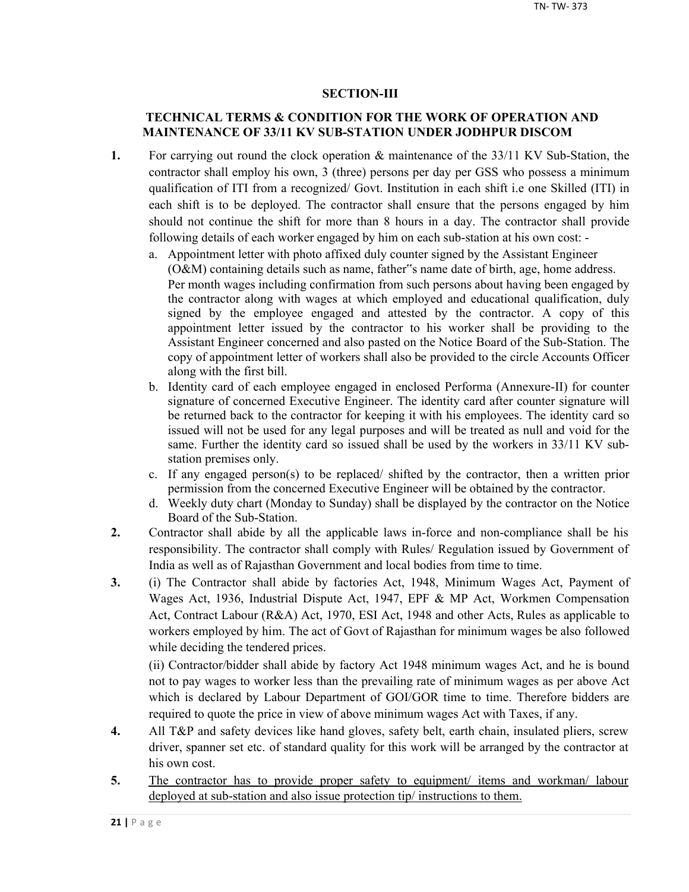## SECTION-III

### TECHNICAL TERMS & CONDITION FOR THE WORK OF OPERATION AND MAINTENANCE OF 33/11 KV SUB-STATION UNDER JODHPUR DISCOM

**1.** For carrying out round the clock operation & maintenance of the 33/11 KV Sub-Station, the contractor shall employ his own, 3 (three) persons per day per GSS who possess a minimum qualification of ITI from a recognized/ Govt. Institution in each shift i.e one Skilled (ITI) in each shift is to be deployed. The contractor shall ensure that the persons engaged by him should not continue the shift for more than 8 hours in a day. The contractor shall provide following details of each worker engaged by him on each sub-station at his own cost: -

a. Appointment letter with photo affixed duly counter signed by the Assistant Engineer (O&M) containing details such as name, father"s name date of birth, age, home address. Per month wages including confirmation from such persons about having been engaged by the contractor along with wages at which employed and educational qualification, duly signed by the employee engaged and attested by the contractor. A copy of this appointment letter issued by the contractor to his worker shall be providing to the Assistant Engineer concerned and also pasted on the Notice Board of the Sub-Station. The copy of appointment letter of workers shall also be provided to the circle Accounts Officer along with the first bill.

b. Identity card of each employee engaged in enclosed Performa (Annexure-II) for counter signature of concerned Executive Engineer. The identity card after counter signature will be returned back to the contractor for keeping it with his employees. The identity card so issued will not be used for any legal purposes and will be treated as null and void for the same. Further the identity card so issued shall be used by the workers in 33/11 KV sub-station premises only.

c. If any engaged person(s) to be replaced/ shifted by the contractor, then a written prior permission from the concerned Executive Engineer will be obtained by the contractor.

d. Weekly duty chart (Monday to Sunday) shall be displayed by the contractor on the Notice Board of the Sub-Station.

**2.** Contractor shall abide by all the applicable laws in-force and non-compliance shall be his responsibility. The contractor shall comply with Rules/ Regulation issued by Government of India as well as of Rajasthan Government and local bodies from time to time.

**3.** (i) The Contractor shall abide by factories Act, 1948, Minimum Wages Act, Payment of Wages Act, 1936, Industrial Dispute Act, 1947, EPF & MP Act, Workmen Compensation Act, Contract Labour (R&A) Act, 1970, ESI Act, 1948 and other Acts, Rules as applicable to workers employed by him. The act of Govt of Rajasthan for minimum wages be also followed while deciding the tendered prices.

(ii) Contractor/bidder shall abide by factory Act 1948 minimum wages Act, and he is bound not to pay wages to worker less than the prevailing rate of minimum wages as per above Act which is declared by Labour Department of GOI/GOR time to time. Therefore bidders are required to quote the price in view of above minimum wages Act with Taxes, if any.

**4.** All T&P and safety devices like hand gloves, safety belt, earth chain, insulated pliers, screw driver, spanner set etc. of standard quality for this work will be arranged by the contractor at his own cost.

**5.** The contractor has to provide proper safety to equipment/ items and workman/ labour deployed at sub-station and also issue protection tip/ instructions to them.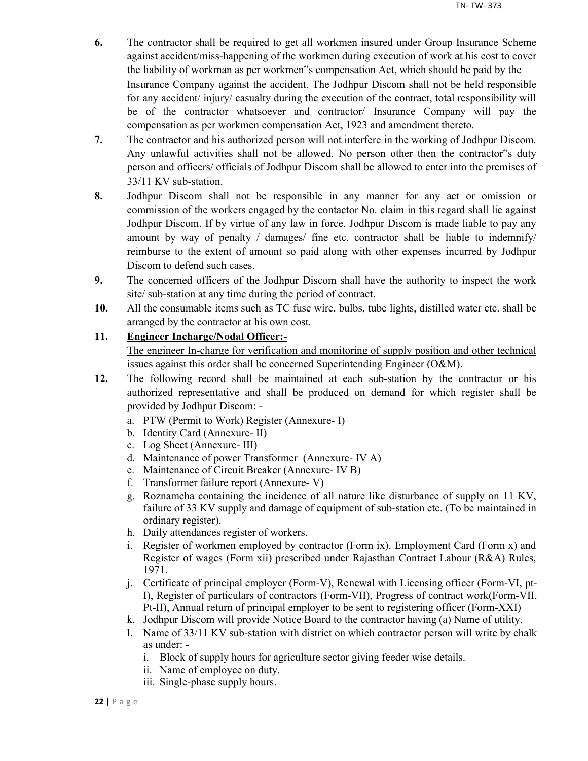6. The contractor shall be required to get all workmen insured under Group Insurance Scheme against accident/miss-happening of the workmen during execution of work at his cost to cover the liability of workman as per workmen"s compensation Act, which should be paid by the Insurance Company against the accident. The Jodhpur Discom shall not be held responsible for any accident/ injury/ casualty during the execution of the contract, total responsibility will be of the contractor whatsoever and contractor/ Insurance Company will pay the compensation as per workmen compensation Act, 1923 and amendment thereto.

7. The contractor and his authorized person will not interfere in the working of Jodhpur Discom. Any unlawful activities shall not be allowed. No person other then the contractor"s duty person and officers/ officials of Jodhpur Discom shall be allowed to enter into the premises of 33/11 KV sub-station.

8. Jodhpur Discom shall not be responsible in any manner for any act or omission or commission of the workers engaged by the contactor No. claim in this regard shall lie against Jodhpur Discom. If by virtue of any law in force, Jodhpur Discom is made liable to pay any amount by way of penalty / damages/ fine etc. contractor shall be liable to indemnify/ reimburse to the extent of amount so paid along with other expenses incurred by Jodhpur Discom to defend such cases.

9. The concerned officers of the Jodhpur Discom shall have the authority to inspect the work site/ sub-station at any time during the period of contract.

10. All the consumable items such as TC fuse wire, bulbs, tube lights, distilled water etc. shall be arranged by the contractor at his own cost.

11. **<u>Engineer Incharge/Nodal Officer:-</u>**
<u>The engineer In-charge for verification and monitoring of supply position and other technical issues against this order shall be concerned Superintending Engineer (O&M).</u>

12. The following record shall be maintained at each sub-station by the contractor or his authorized representative and shall be produced on demand for which register shall be provided by Jodhpur Discom: -
    a. PTW (Permit to Work) Register (Annexure- I)
    b. Identity Card (Annexure- II)
    c. Log Sheet (Annexure- III)
    d. Maintenance of power Transformer (Annexure- IV A)
    e. Maintenance of Circuit Breaker (Annexure- IV B)
    f. Transformer failure report (Annexure- V)
    g. Roznamcha containing the incidence of all nature like disturbance of supply on 11 KV, failure of 33 KV supply and damage of equipment of sub-station etc. (To be maintained in ordinary register).
    h. Daily attendances register of workers.
    i. Register of workmen employed by contractor (Form ix). Employment Card (Form x) and Register of wages (Form xii) prescribed under Rajasthan Contract Labour (R&A) Rules, 1971.
    j. Certificate of principal employer (Form-V), Renewal with Licensing officer (Form-VI, pt-I), Register of particulars of contractors (Form-VII), Progress of contract work(Form-VII, Pt-II), Annual return of principal employer to be sent to registering officer (Form-XXI)
    k. Jodhpur Discom will provide Notice Board to the contractor having (a) Name of utility.
    l. Name of 33/11 KV sub-station with district on which contractor person will write by chalk as under: -
        i. Block of supply hours for agriculture sector giving feeder wise details.
        ii. Name of employee on duty.
        iii. Single-phase supply hours.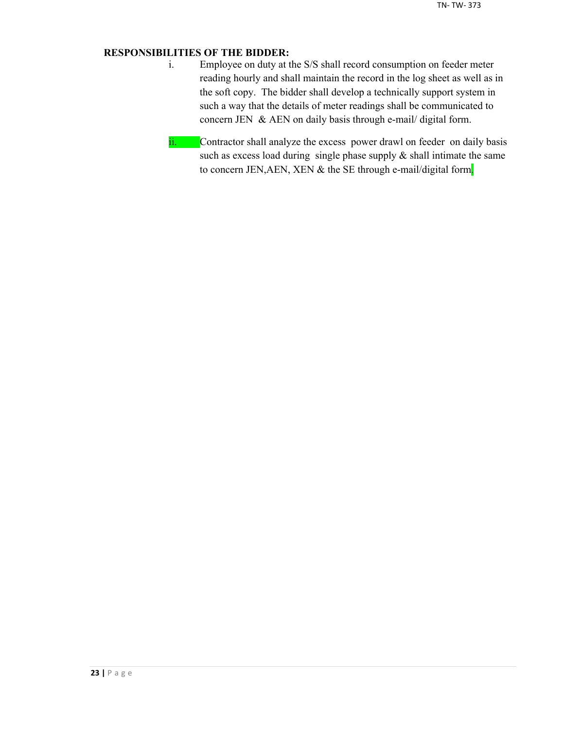**RESPONSIBILITIES OF THE BIDDER:**

i. Employee on duty at the S/S shall record consumption on feeder meter reading hourly and shall maintain the record in the log sheet as well as in the soft copy. The bidder shall develop a technically support system in such a way that the details of meter readings shall be communicated to concern JEN & AEN on daily basis through e-mail/ digital form.

ii. Contractor shall analyze the excess power drawl on feeder on daily basis such as excess load during single phase supply & shall intimate the same to concern JEN,AEN, XEN & the SE through e-mail/digital form.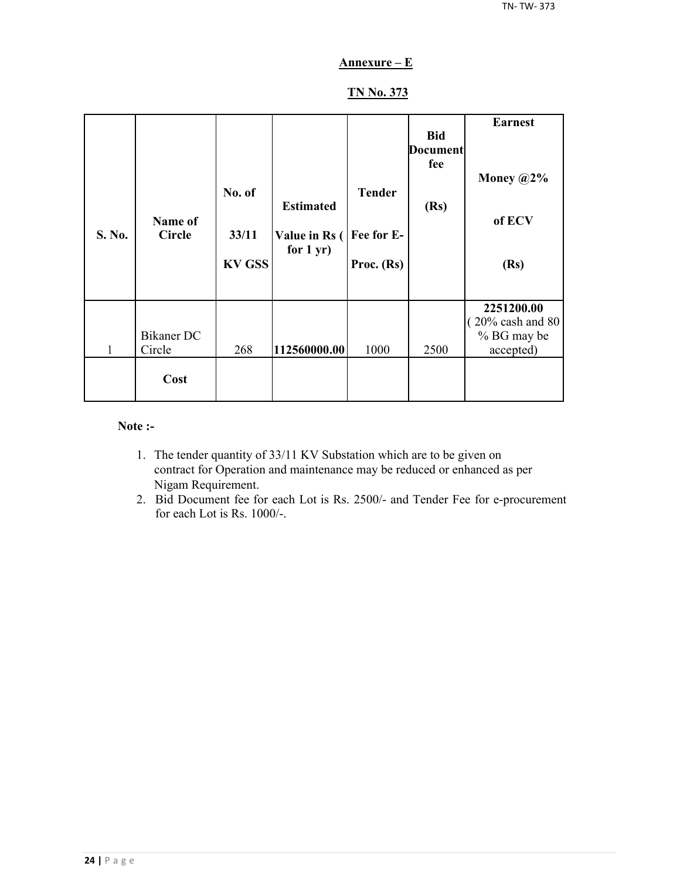## Annexure – E

## TN No. 373

| S. No. | Name of Circle | No. of 33/11 KV GSS | Estimated Value in Rs ( for 1 yr) | Tender Fee for E-Proc. (Rs) | Bid Document fee (Rs) | Earnest Money @2% of ECV (Rs) |
|---|---|---|---|---|---|---|
| 1 | Bikaner DC Circle | 268 | **112560000.00** | 1000 | 2500 | **2251200.00** ( 20% cash and 80 % BG may be accepted) |
| | **Cost** | | | | | |

**Note :-**

1. The tender quantity of 33/11 KV Substation which are to be given on contract for Operation and maintenance may be reduced or enhanced as per Nigam Requirement.
2. Bid Document fee for each Lot is Rs. 2500/- and Tender Fee for e-procurement for each Lot is Rs. 1000/-.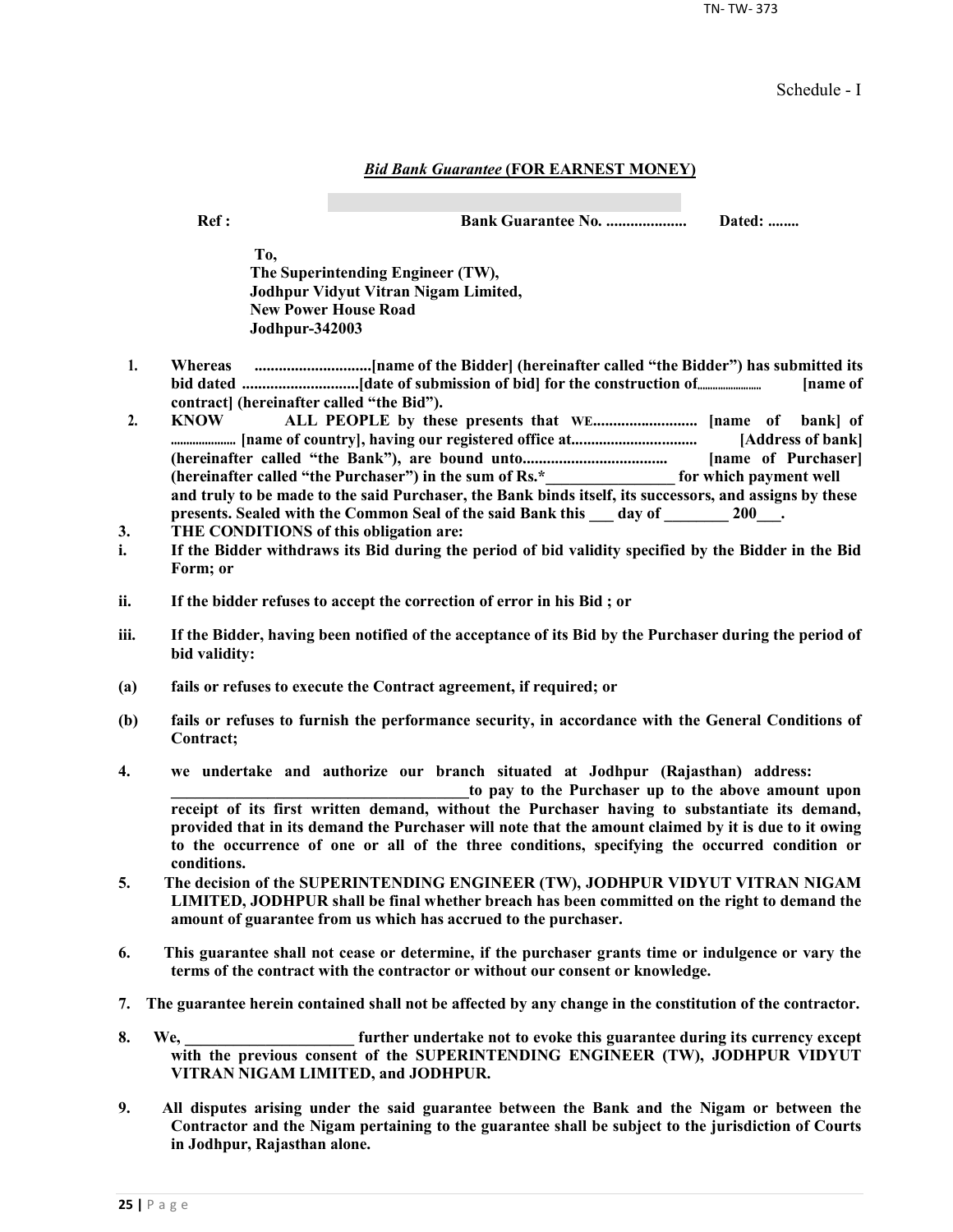Schedule - I

## *Bid Bank Guarantee* (FOR EARNEST MONEY)

**Ref :** **Bank Guarantee No. ....................** **Dated: ........**

**To,**
**The Superintending Engineer (TW),**
**Jodhpur Vidyut Vitran Nigam Limited,**
**New Power House Road**
**Jodhpur-342003**

1. **Whereas .............................[name of the Bidder] (hereinafter called "the Bidder") has submitted its bid dated .............................[date of submission of bid] for the construction of........................ [name of contract] (hereinafter called "the Bid").**
2. **KNOW ALL PEOPLE by these presents that WE.......................... [name of bank] of ..................... [name of country], having our registered office at................................ [Address of bank] (hereinafter called "the Bank"), are bound unto.................................... [name of Purchaser] (hereinafter called "the Purchaser") in the sum of Rs.*________________ for which payment well and truly to be made to the said Purchaser, the Bank binds itself, its successors, and assigns by these presents. Sealed with the Common Seal of the said Bank this ___ day of ________ 200___.**
3. **THE CONDITIONS of this obligation are:**

**i.** **If the Bidder withdraws its Bid during the period of bid validity specified by the Bidder in the Bid Form; or**

**ii.** **If the bidder refuses to accept the correction of error in his Bid ; or**

**iii.** **If the Bidder, having been notified of the acceptance of its Bid by the Purchaser during the period of bid validity:**

**(a)** **fails or refuses to execute the Contract agreement, if required; or**

**(b)** **fails or refuses to furnish the performance security, in accordance with the General Conditions of Contract;**

4. **we undertake and authorize our branch situated at Jodhpur (Rajasthan) address: ______________________________________to pay to the Purchaser up to the above amount upon receipt of its first written demand, without the Purchaser having to substantiate its demand, provided that in its demand the Purchaser will note that the amount claimed by it is due to it owing to the occurrence of one or all of the three conditions, specifying the occurred condition or conditions.**
5. **The decision of the SUPERINTENDING ENGINEER (TW), JODHPUR VIDYUT VITRAN NIGAM LIMITED, JODHPUR shall be final whether breach has been committed on the right to demand the amount of guarantee from us which has accrued to the purchaser.**
6. **This guarantee shall not cease or determine, if the purchaser grants time or indulgence or vary the terms of the contract with the contractor or without our consent or knowledge.**
7. **The guarantee herein contained shall not be affected by any change in the constitution of the contractor.**
8. **We, _____________________ further undertake not to evoke this guarantee during its currency except with the previous consent of the SUPERINTENDING ENGINEER (TW), JODHPUR VIDYUT VITRAN NIGAM LIMITED, and JODHPUR.**
9. **All disputes arising under the said guarantee between the Bank and the Nigam or between the Contractor and the Nigam pertaining to the guarantee shall be subject to the jurisdiction of Courts in Jodhpur, Rajasthan alone.**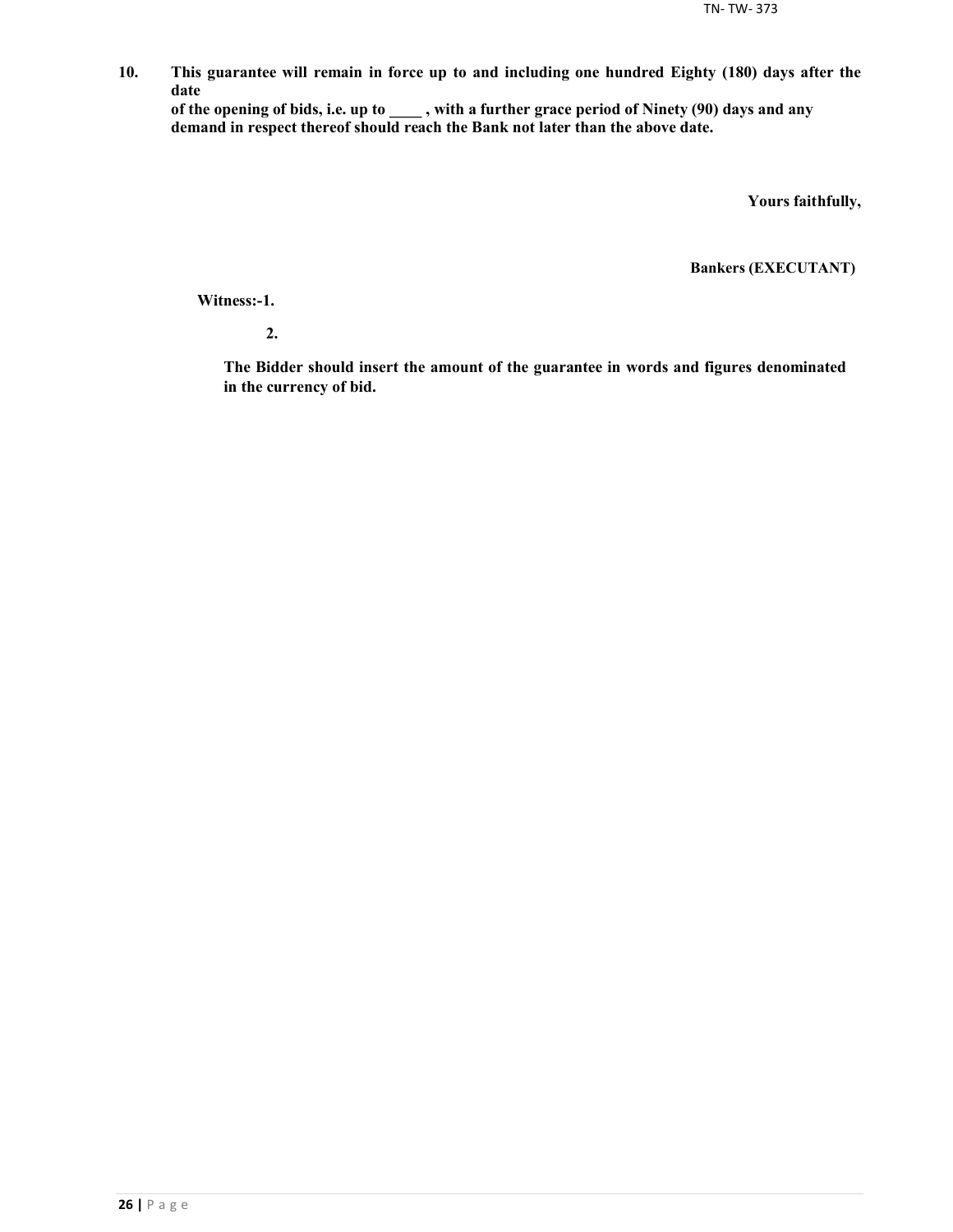**10. This guarantee will remain in force up to and including one hundred Eighty (180) days after the date of the opening of bids, i.e. up to ____ , with a further grace period of Ninety (90) days and any demand in respect thereof should reach the Bank not later than the above date.**

**Yours faithfully,**

**Bankers (EXECUTANT)**

**Witness:-1.**

**2.**

**The Bidder should insert the amount of the guarantee in words and figures denominated in the currency of bid.**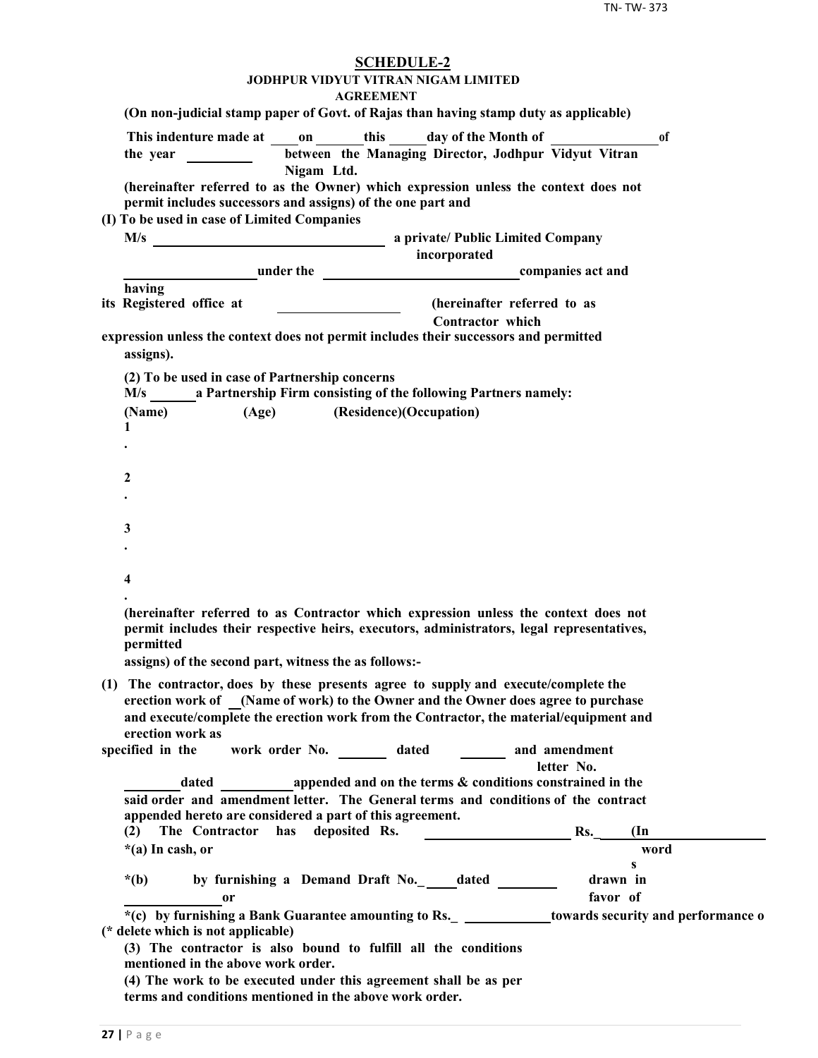# SCHEDULE-2

**JODHPUR VIDYUT VITRAN NIGAM LIMITED**

**AGREEMENT**

**(On non-judicial stamp paper of Govt. of Rajas than having stamp duty as applicable)**

**This indenture made at \_\_\_\_on \_\_\_\_\_\_\_this \_\_\_\_\_day of the Month of \_\_\_\_\_\_\_\_\_\_\_\_\_\_\_ of the year \_\_\_\_\_\_\_\_\_\_ between the Managing Director, Jodhpur Vidyut Vitran Nigam Ltd.**

**(hereinafter referred to as the Owner) which expression unless the context does not permit includes successors and assigns) of the one part and**

**(I) To be used in case of Limited Companies**

**M/s \_\_\_\_\_\_\_\_\_\_\_\_\_\_\_\_\_\_\_\_\_\_\_\_\_\_\_\_\_\_\_\_\_\_ a private/ Public Limited Company incorporated \_\_\_\_\_\_\_\_\_\_\_\_\_\_\_\_\_\_\_under the \_\_\_\_\_\_\_\_\_\_\_\_\_\_\_\_\_\_\_\_\_\_\_\_\_\_\_\_companies act and having its Registered office at \_\_\_\_\_\_\_\_\_\_\_\_\_\_\_\_\_\_ (hereinafter referred to as Contractor which expression unless the context does not permit includes their successors and permitted assigns).**

**(2) To be used in case of Partnership concerns**

**M/s \_\_\_\_\_\_a Partnership Firm consisting of the following Partners namely:**

**(Name) (Age) (Residence)(Occupation)**

**1.**

**2.**

**3.**

**4.**

**(hereinafter referred to as Contractor which expression unless the context does not permit includes their respective heirs, executors, administrators, legal representatives, permitted assigns) of the second part, witness the as follows:-**

**(1) The contractor, does by these presents agree to supply and execute/complete the erection work of \_\_(Name of work) to the Owner and the Owner does agree to purchase and execute/complete the erection work from the Contractor, the material/equipment and erection work as specified in the work order No. \_\_\_\_\_\_\_ dated \_\_\_\_\_\_\_ and amendment letter No. \_\_\_\_\_\_\_\_dated \_\_\_\_\_\_\_\_\_\_appended and on the terms & conditions constrained in the said order and amendment letter. The General terms and conditions of the contract appended hereto are considered a part of this agreement.**

**(2) The Contractor has deposited Rs. \_\_\_\_\_\_\_\_\_\_\_\_\_\_\_\_\_\_\_\_\_ Rs.\_\_\_\_\_(In words \_\_\_\_\_\_\_\_\_\_\_\_\_\_\_\_\_\_**

**\*(a) In cash, or**

**\*(b) by furnishing a Demand Draft No.\_\_\_\_\_dated \_\_\_\_\_\_\_\_\_ drawn in favor of \_\_\_\_\_\_\_\_\_\_\_\_\_\_ or**

**\*(c) by furnishing a Bank Guarantee amounting to Rs.\_ \_\_\_\_\_\_\_\_\_\_\_\_\_towards security and performance o**

**(\* delete which is not applicable)**

**(3) The contractor is also bound to fulfill all the conditions mentioned in the above work order.**

**(4) The work to be executed under this agreement shall be as per terms and conditions mentioned in the above work order.**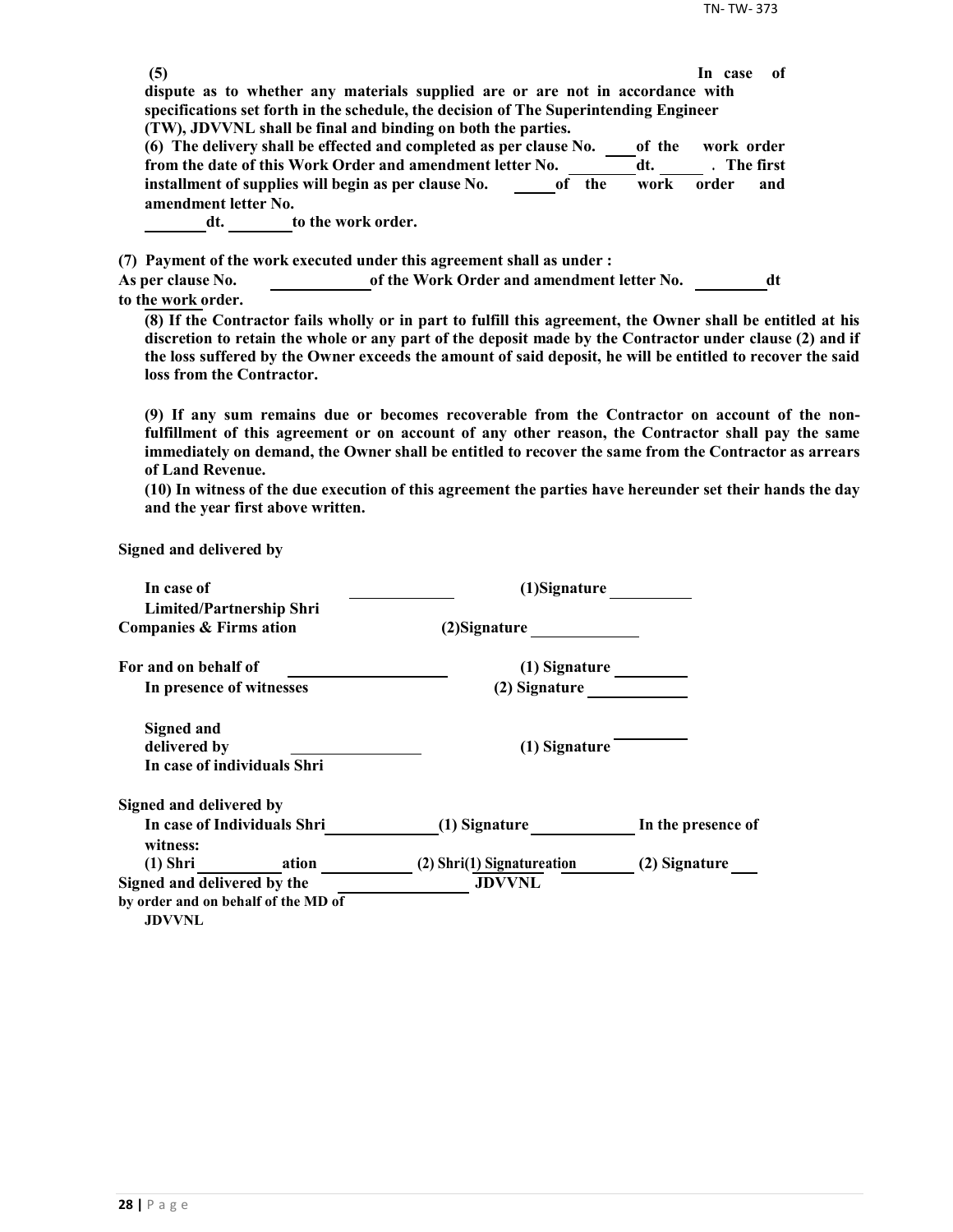**(5)** **In case of dispute as to whether any materials supplied are or are not in accordance with specifications set forth in the schedule, the decision of The Superintending Engineer (TW), JDVVNL shall be final and binding on both the parties.**

**(6) The delivery shall be effected and completed as per clause No. \_\_\_\_ of the work order from the date of this Work Order and amendment letter No. \_\_\_\_\_\_\_\_ dt. \_\_\_\_\_\_ . The first installment of supplies will begin as per clause No. \_\_\_\_\_ of the work order and amendment letter No. \_\_\_\_\_\_\_\_ dt. \_\_\_\_\_\_\_\_ to the work order.**

**(7) Payment of the work executed under this agreement shall as under :**
**As per clause No. \_\_\_\_\_\_\_\_\_\_\_\_ of the Work Order and amendment letter No. \_\_\_\_\_\_\_\_\_ dt to the work order.**

**(8) If the Contractor fails wholly or in part to fulfill this agreement, the Owner shall be entitled at his discretion to retain the whole or any part of the deposit made by the Contractor under clause (2) and if the loss suffered by the Owner exceeds the amount of said deposit, he will be entitled to recover the said loss from the Contractor.**

**(9) If any sum remains due or becomes recoverable from the Contractor on account of the non-fulfillment of this agreement or on account of any other reason, the Contractor shall pay the same immediately on demand, the Owner shall be entitled to recover the same from the Contractor as arrears of Land Revenue.**

**(10) In witness of the due execution of this agreement the parties have hereunder set their hands the day and the year first above written.**

**Signed and delivered by**

**In case of Limited/Partnership Shri \_\_\_\_\_\_\_\_\_\_\_\_\_ (1)Signature \_\_\_\_\_\_\_\_\_\_**
**Companies & Firms ation (2)Signature \_\_\_\_\_\_\_\_\_\_\_\_\_**

**For and on behalf of \_\_\_\_\_\_\_\_\_\_\_\_\_\_\_\_\_\_\_\_ (1) Signature \_\_\_\_\_\_\_\_\_**
**In presence of witnesses (2) Signature \_\_\_\_\_\_\_\_\_\_\_\_**

**Signed and delivered by \_\_\_\_\_\_\_\_\_\_\_\_\_\_\_\_ (1) Signature \_\_\_\_\_\_\_\_\_**
**In case of individuals Shri**

**Signed and delivered by**
**In case of Individuals Shri \_\_\_\_\_\_\_\_\_\_\_\_\_\_ (1) Signature \_\_\_\_\_\_\_\_\_\_\_\_\_ In the presence of witness:**
**(1) Shri \_\_\_\_\_\_\_\_\_\_\_ ation \_\_\_\_\_\_\_\_\_\_\_\_ (2) Shri(1) Signatureation \_\_\_\_\_\_\_\_ (2) Signature \_\_\_\_**
**Signed and delivered by the \_\_\_\_\_\_\_\_\_\_\_\_\_\_\_\_\_\_ JDVVNL**
**by order and on behalf of the MD of JDVVNL**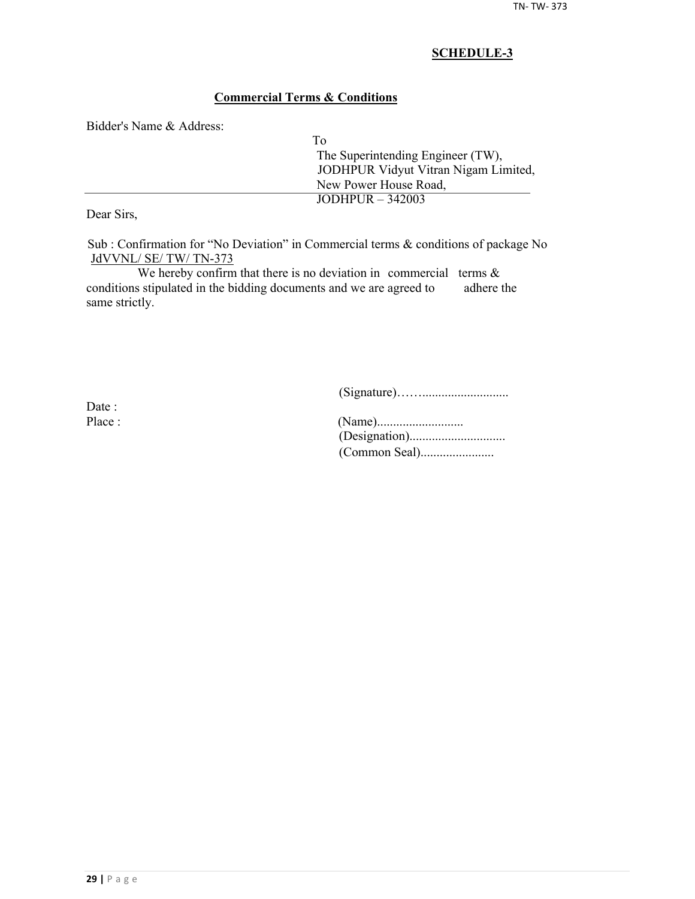**SCHEDULE-3**

**Commercial Terms & Conditions**

Bidder's Name & Address:

To
The Superintending Engineer (TW),
JODHPUR Vidyut Vitran Nigam Limited,
New Power House Road,
JODHPUR – 342003

Dear Sirs,

Sub : Confirmation for "No Deviation" in Commercial terms & conditions of package No JdVVNL/ SE/ TW/ TN-373

We hereby confirm that there is no deviation in commercial terms & conditions stipulated in the bidding documents and we are agreed to adhere the same strictly.

(Signature)……..........................

Date :

Place :

(Name)..........................

(Designation).............................

(Common Seal)......................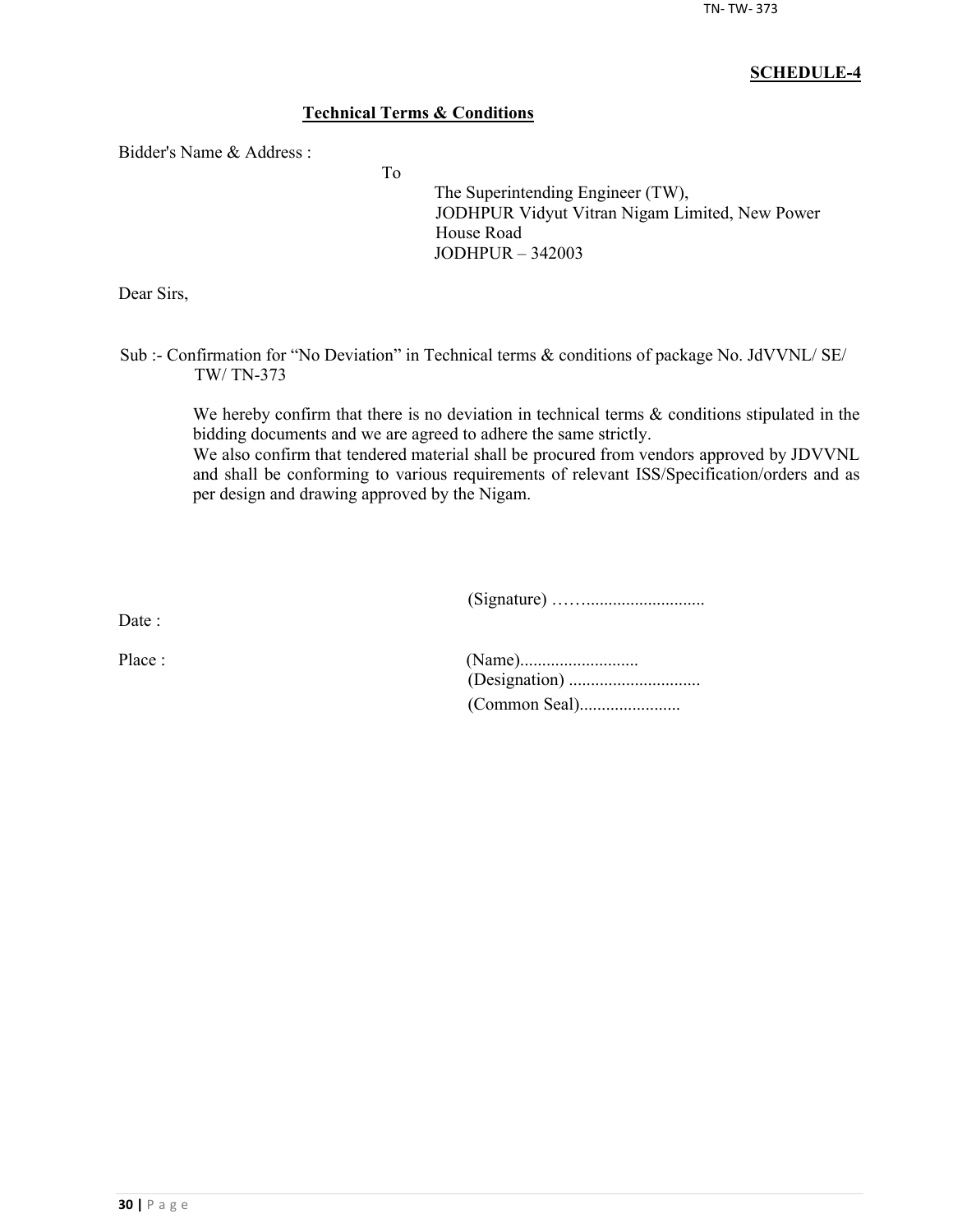**SCHEDULE-4**

**Technical Terms & Conditions**

Bidder's Name & Address :

To

The Superintending Engineer (TW),
JODHPUR Vidyut Vitran Nigam Limited, New Power House Road
JODHPUR – 342003

Dear Sirs,

Sub :- Confirmation for "No Deviation" in Technical terms & conditions of package No. JdVVNL/ SE/ TW/ TN-373

We hereby confirm that there is no deviation in technical terms & conditions stipulated in the bidding documents and we are agreed to adhere the same strictly.
We also confirm that tendered material shall be procured from vendors approved by JDVVNL and shall be conforming to various requirements of relevant ISS/Specification/orders and as per design and drawing approved by the Nigam.

(Signature) ……..........................

Date :

Place :

(Name)..........................
(Designation) .............................
(Common Seal).......................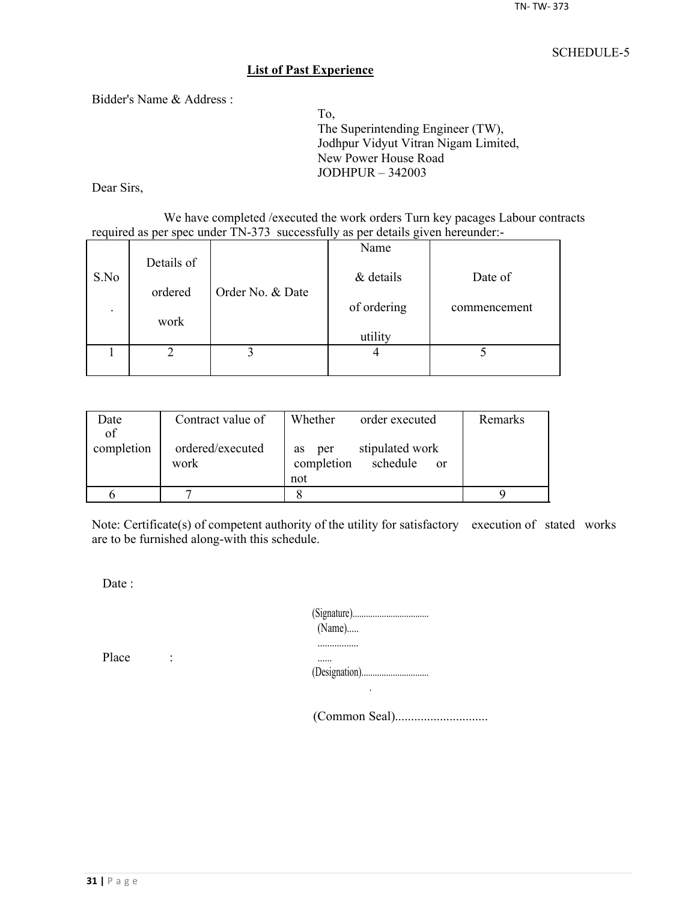SCHEDULE-5

## List of Past Experience

Bidder's Name & Address :

To,
The Superintending Engineer (TW),
Jodhpur Vidyut Vitran Nigam Limited,
New Power House Road
JODHPUR – 342003

Dear Sirs,

We have completed /executed the work orders Turn key pacages Labour contracts required as per spec under TN-373 successfully as per details given hereunder:-

| S.No. | Details of ordered work | Order No. & Date | Name & details of ordering utility | Date of commencement |
|---|---|---|---|---|
| 1 | 2 | 3 | 4 | 5 |

| Date of completion | Contract value of ordered/executed work | Whether order executed as per stipulated work completion schedule or not | Remarks |
|---|---|---|---|
| 6 | 7 | 8 | 9 |

Note: Certificate(s) of competent authority of the utility for satisfactory execution of stated works are to be furnished along-with this schedule.

Date :

Place :

(Signature)..................................
(Name).....
.......................
(Designation)..............................

(Common Seal).............................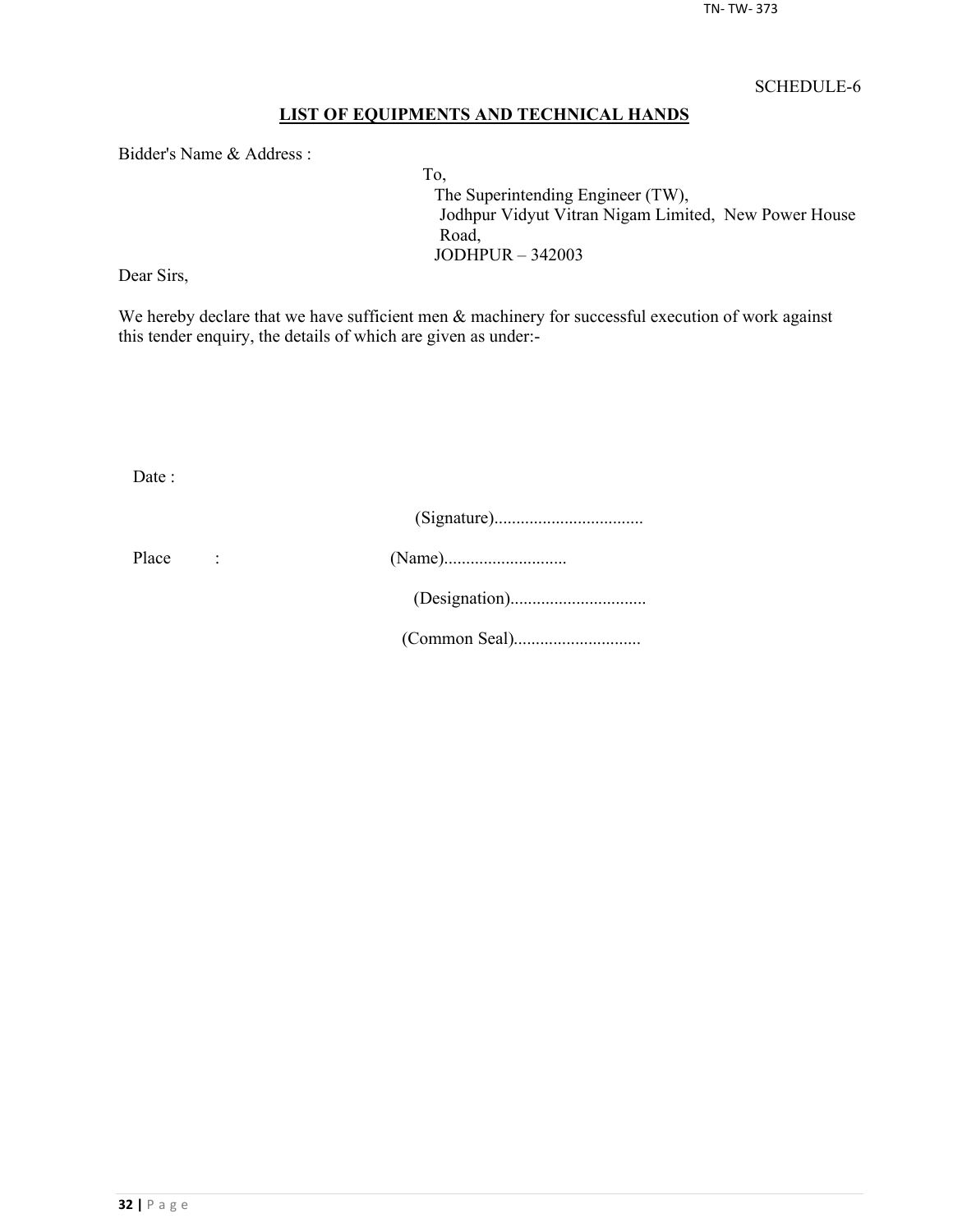SCHEDULE-6

## LIST OF EQUIPMENTS AND TECHNICAL HANDS

Bidder's Name & Address :

To,
The Superintending Engineer (TW),
Jodhpur Vidyut Vitran Nigam Limited, New Power House Road,
JODHPUR – 342003

Dear Sirs,

We hereby declare that we have sufficient men & machinery for successful execution of work against this tender enquiry, the details of which are given as under:-

Date :

(Signature)..................................

Place :

(Name)............................

(Designation)...............................

(Common Seal).............................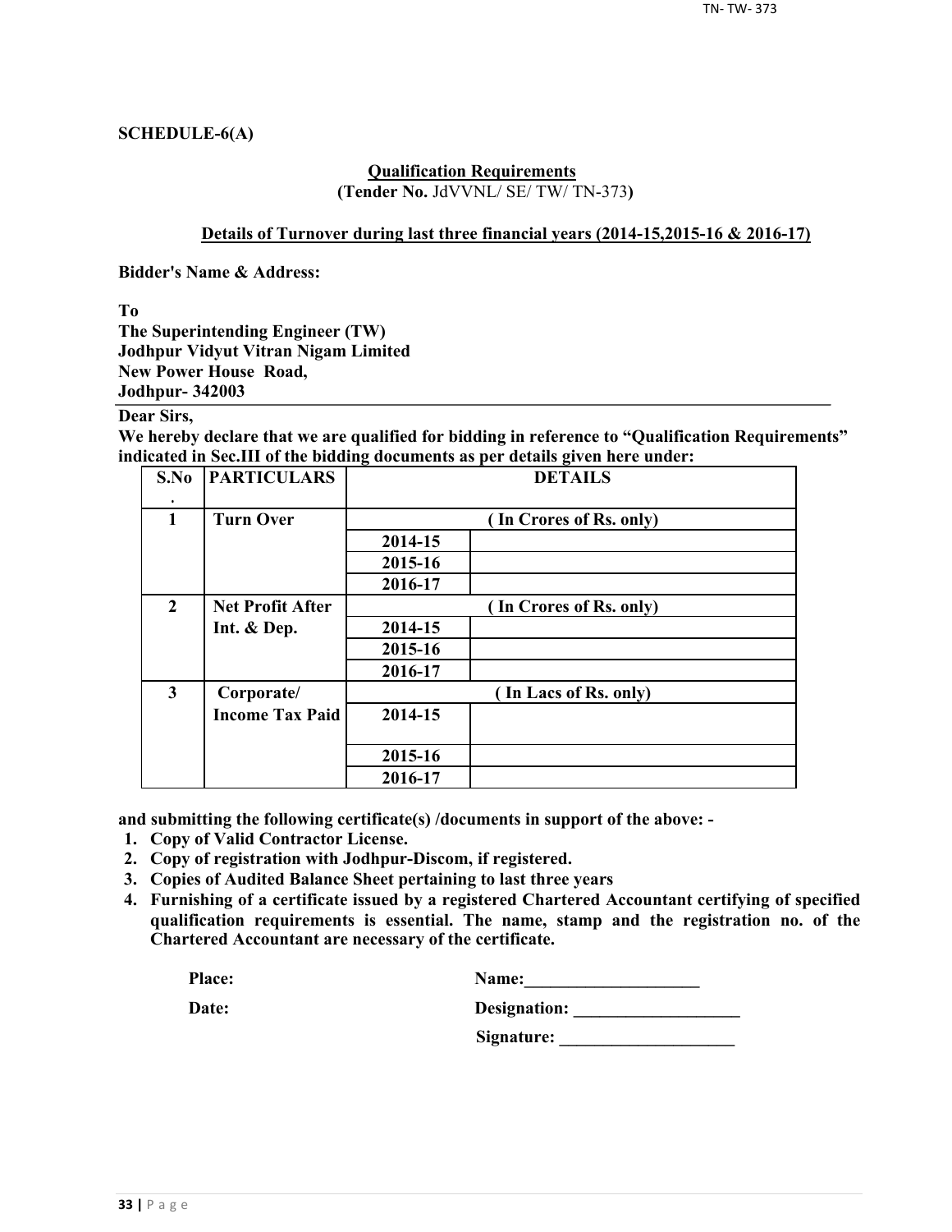**SCHEDULE-6(A)**

**Qualification Requirements**

**(Tender No.** JdVVNL/ SE/ TW/ TN-373**)**

**Details of Turnover during last three financial years (2014-15,2015-16 & 2016-17)**

**Bidder's Name & Address:**

**To**
**The Superintending Engineer (TW)**
**Jodhpur Vidyut Vitran Nigam Limited**
**New Power House Road,**
**Jodhpur- 342003**

**Dear Sirs,**

**We hereby declare that we are qualified for bidding in reference to "Qualification Requirements" indicated in Sec.III of the bidding documents as per details given here under:**

| S.No. | PARTICULARS | DETAILS | |
|---|---|---|---|
| 1 | Turn Over | ( In Crores of Rs. only) | |
| | | 2014-15 | |
| | | 2015-16 | |
| | | 2016-17 | |
| 2 | Net Profit After Int. & Dep. | ( In Crores of Rs. only) | |
| | | 2014-15 | |
| | | 2015-16 | |
| | | 2016-17 | |
| 3 | Corporate/ Income Tax Paid | ( In Lacs of Rs. only) | |
| | | 2014-15 | |
| | | 2015-16 | |
| | | 2016-17 | |

**and submitting the following certificate(s) /documents in support of the above: -**

1. **Copy of Valid Contractor License.**
2. **Copy of registration with Jodhpur-Discom, if registered.**
3. **Copies of Audited Balance Sheet pertaining to last three years**
4. **Furnishing of a certificate issued by a registered Chartered Accountant certifying of specified qualification requirements is essential. The name, stamp and the registration no. of the Chartered Accountant are necessary of the certificate.**

**Place:** **Name:\_\_\_\_\_\_\_\_\_\_\_\_\_\_\_\_\_\_\_\_**

**Date:** **Designation: \_\_\_\_\_\_\_\_\_\_\_\_\_\_\_\_\_\_\_**

**Signature: \_\_\_\_\_\_\_\_\_\_\_\_\_\_\_\_\_\_\_\_**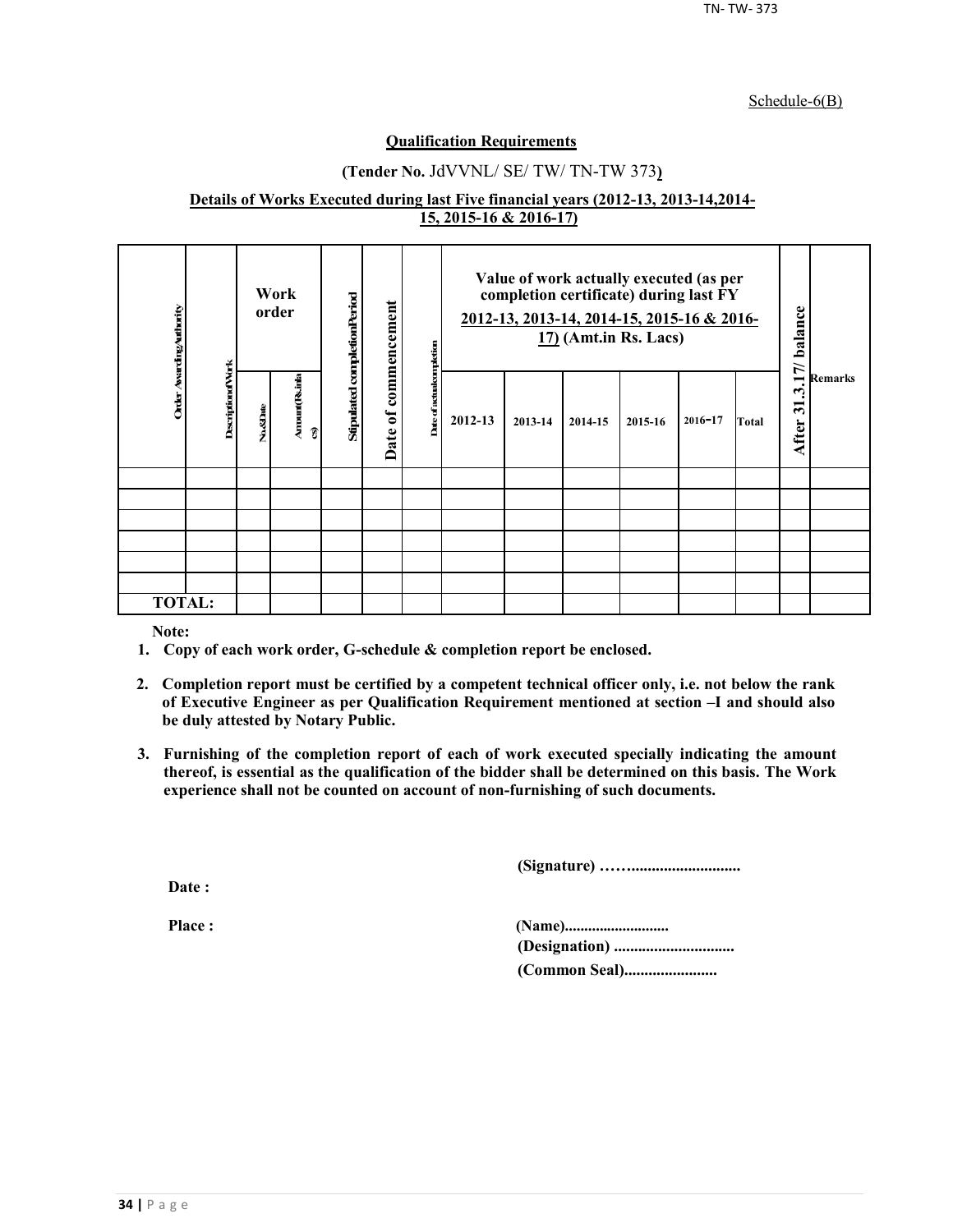Schedule-6(B)

**Qualification Requirements**

**(Tender No.** JdVVNL/ SE/ TW/ TN-TW 373**)**

**Details of Works Executed during last Five financial years (2012-13, 2013-14,2014-15, 2015-16 & 2016-17)**

| Order Awarding Authority | Description of Work | Work order | | Stipulated completion Period | Date of commencement | Date of actual completion | Value of work actually executed (as per completion certificate) during last FY 2012-13, 2013-14, 2014-15, 2015-16 & 2016-17) (Amt.in Rs. Lacs) | | | | | | After 31.3.17/ balance | Remarks |
|---|---|---|---|---|---|---|---|---|---|---|---|---|---|---|
| | | No.&Date | Amount(Rs.in lacs) | | | | 2012-13 | 2013-14 | 2014-15 | 2015-16 | 2016-17 | Total | | |
| | | | | | | | | | | | | | | |
| | | | | | | | | | | | | | | |
| | | | | | | | | | | | | | | |
| | | | | | | | | | | | | | | |
| | | | | | | | | | | | | | | |
| | | | | | | | | | | | | | | |
| **TOTAL:** | | | | | | | | | | | | | | |

**Note:**

1. **Copy of each work order, G-schedule & completion report be enclosed.**
2. **Completion report must be certified by a competent technical officer only, i.e. not below the rank of Executive Engineer as per Qualification Requirement mentioned at section –I and should also be duly attested by Notary Public.**
3. **Furnishing of the completion report of each of work executed specially indicating the amount thereof, is essential as the qualification of the bidder shall be determined on this basis. The Work experience shall not be counted on account of non-furnishing of such documents.**

**(Signature) ……..........................**

**Date :**

**Place :**

**(Name)..........................**
**(Designation) .............................**
**(Common Seal).......................**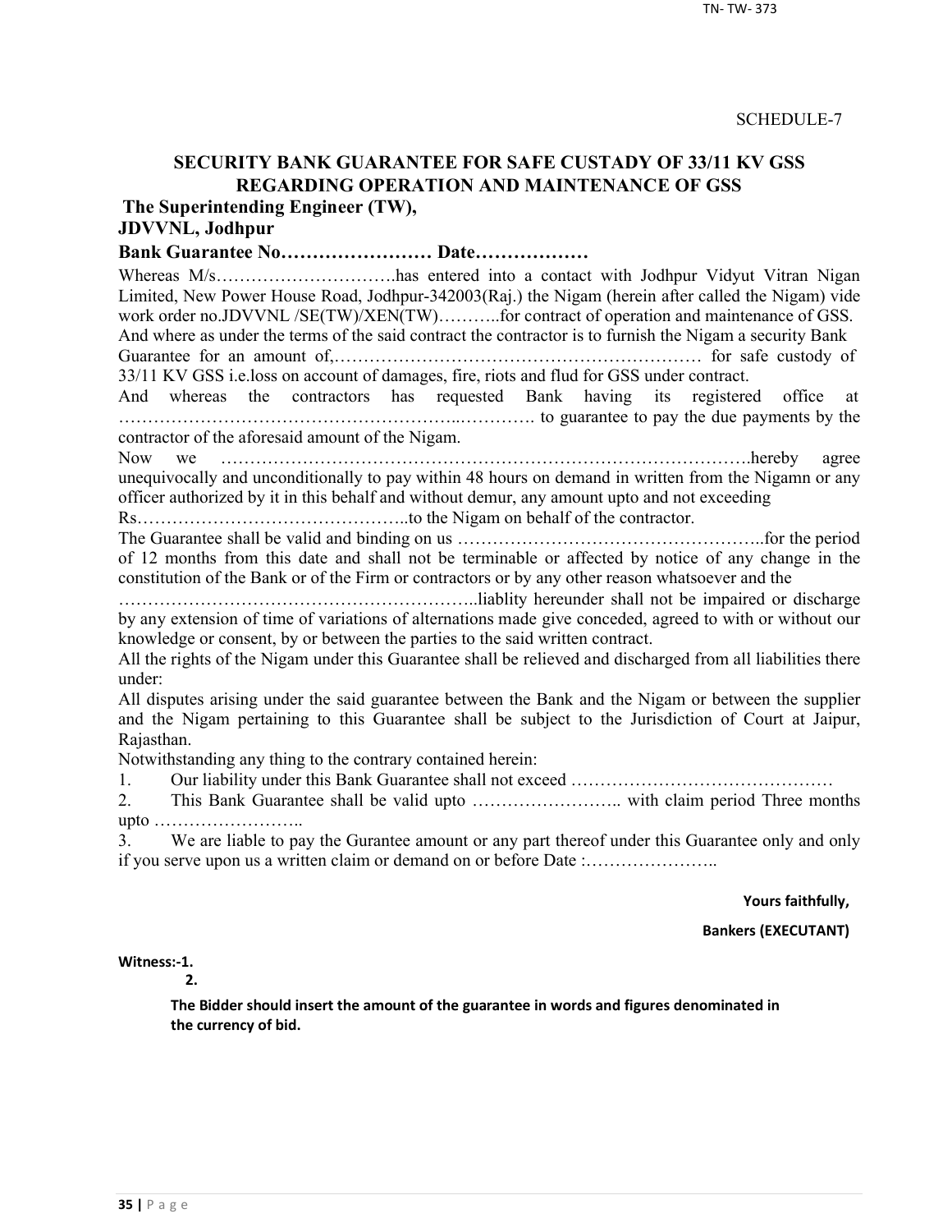SCHEDULE-7

## SECURITY BANK GUARANTEE FOR SAFE CUSTODY OF 33/11 KV GSS REGARDING OPERATION AND MAINTENANCE OF GSS

**The Superintending Engineer (TW),**
**JDVVNL, Jodhpur**

**Bank Guarantee No…………………… Date………………**

Whereas M/s…………………………has entered into a contact with Jodhpur Vidyut Vitran Nigan Limited, New Power House Road, Jodhpur-342003(Raj.) the Nigam (herein after called the Nigam) vide work order no.JDVVNL /SE(TW)/XEN(TW)………..for contract of operation and maintenance of GSS.
And where as under the terms of the said contract the contractor is to furnish the Nigam a security Bank Guarantee for an amount of,……………………………………………………… for safe custody of 33/11 KV GSS i.e.loss on account of damages, fire, riots and flud for GSS under contract.
And whereas the contractors has requested Bank having its registered office at ……………………………………………..…………. to guarantee to pay the due payments by the contractor of the aforesaid amount of the Nigam.
Now we ……………………………………………………………………………….hereby agree unequivocally and unconditionally to pay within 48 hours on demand in written from the Nigamn or any officer authorized by it in this behalf and without demur, any amount upto and not exceeding Rs………………………………………..to the Nigam on behalf of the contractor.
The Guarantee shall be valid and binding on us ……………………………………………..for the period of 12 months from this date and shall not be terminable or affected by notice of any change in the constitution of the Bank or of the Firm or contractors or by any other reason whatsoever and the …………………………………………………..liablity hereunder shall not be impaired or discharge by any extension of time of variations of alternations made give conceded, agreed to with or without our knowledge or consent, by or between the parties to the said written contract.
All the rights of the Nigam under this Guarantee shall be relieved and discharged from all liabilities there under:
All disputes arising under the said guarantee between the Bank and the Nigam or between the supplier and the Nigam pertaining to this Guarantee shall be subject to the Jurisdiction of Court at Jaipur, Rajasthan.
Notwithstanding any thing to the contrary contained herein:

1. Our liability under this Bank Guarantee shall not exceed ………………………………………
2. This Bank Guarantee shall be valid upto …………………….. with claim period Three months upto ……………………..
3. We are liable to pay the Gurantee amount or any part thereof under this Guarantee only and only if you serve upon us a written claim or demand on or before Date :…………………..

**Yours faithfully,**

**Bankers (EXECUTANT)**

**Witness:-1.**
**2.**

**The Bidder should insert the amount of the guarantee in words and figures denominated in the currency of bid.**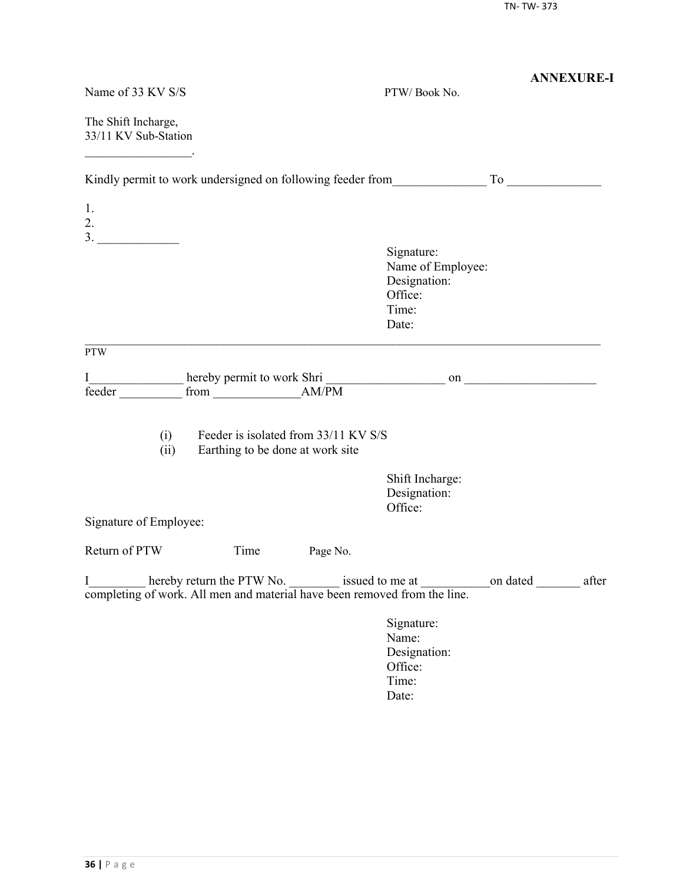**ANNEXURE-I**

Name of 33 KV S/S                                        PTW/ Book No.

The Shift Incharge,
33/11 KV Sub-Station
_________________.

Kindly permit to work undersigned on following feeder from_______________ To _______________

1.
2.
3. _____________

Signature:
Name of Employee:
Designation:
Office:
Time:
Date:

---

PTW

I_______________ hereby permit to work Shri ___________________ on _____________________ feeder __________ from ______________AM/PM

(i) Feeder is isolated from 33/11 KV S/S
(ii) Earthing to be done at work site

Shift Incharge:
Designation:
Office:

Signature of Employee:

Return of PTW          Time          Page No.

I_________ hereby return the PTW No. ________ issued to me at ___________on dated _______ after completing of work. All men and material have been removed from the line.

Signature:
Name:
Designation:
Office:
Time:
Date: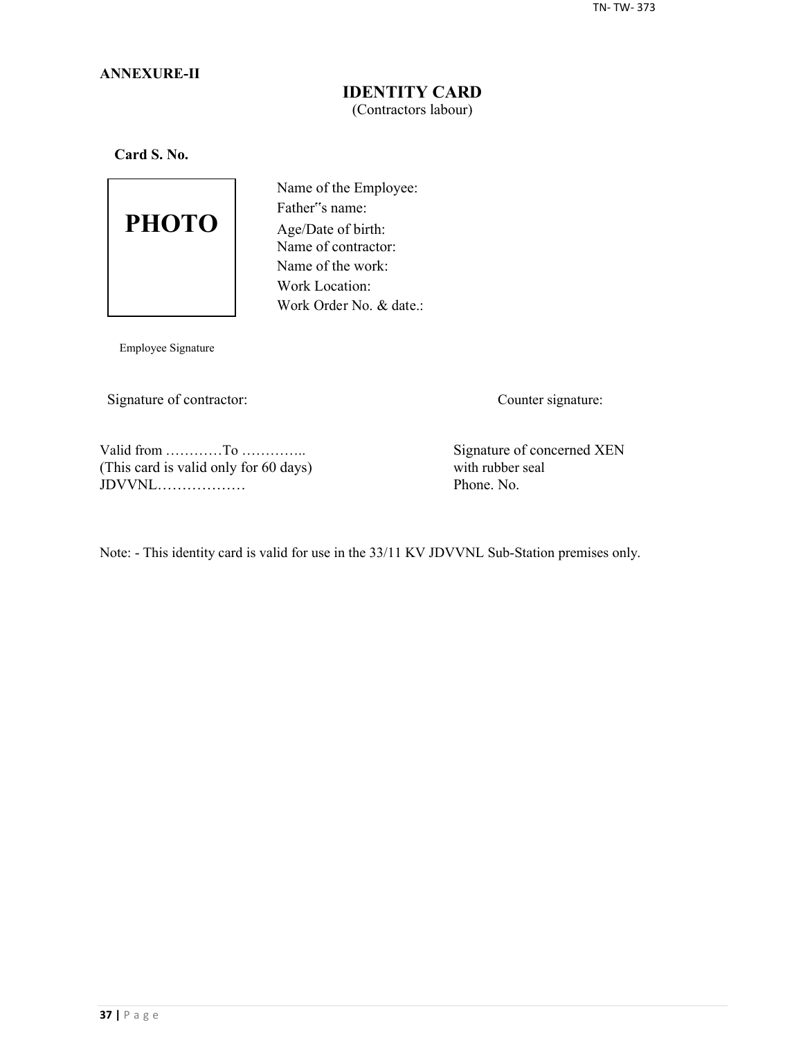**ANNEXURE-II**

## IDENTITY CARD

(Contractors labour)

**Card S. No.**

PHOTO

Name of the Employee:
Father"s name:
Age/Date of birth:
Name of contractor:
Name of the work:
Work Location:
Work Order No. & date.:

Employee Signature

Signature of contractor:

Counter signature:

Valid from …………To …………..
(This card is valid only for 60 days)
JDVVNL………………

Signature of concerned XEN
with rubber seal
Phone. No.

Note: - This identity card is valid for use in the 33/11 KV JDVVNL Sub-Station premises only.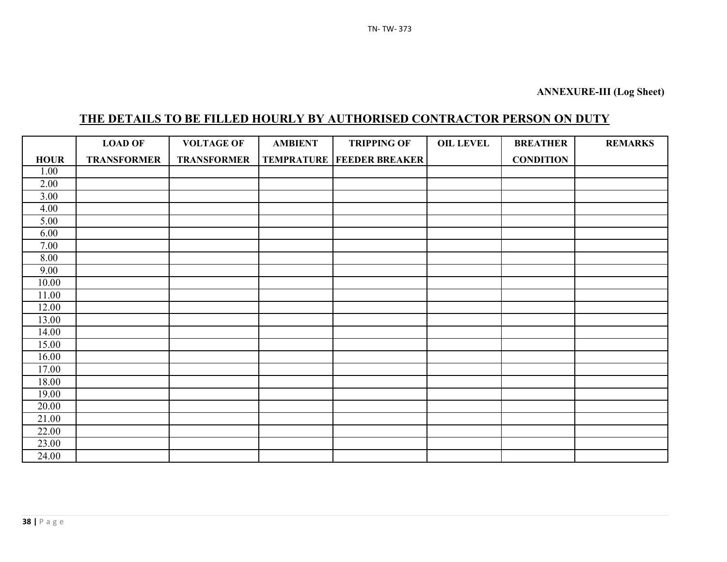**ANNEXURE-III (Log Sheet)**

## THE DETAILS TO BE FILLED HOURLY BY AUTHORISED CONTRACTOR PERSON ON DUTY

| HOUR | LOAD OF TRANSFORMER | VOLTAGE OF TRANSFORMER | AMBIENT TEMPRATURE | TRIPPING OF FEEDER BREAKER | OIL LEVEL | BREATHER CONDITION | REMARKS |
|---|---|---|---|---|---|---|---|
| 1.00 | | | | | | | |
| 2.00 | | | | | | | |
| 3.00 | | | | | | | |
| 4.00 | | | | | | | |
| 5.00 | | | | | | | |
| 6.00 | | | | | | | |
| 7.00 | | | | | | | |
| 8.00 | | | | | | | |
| 9.00 | | | | | | | |
| 10.00 | | | | | | | |
| 11.00 | | | | | | | |
| 12.00 | | | | | | | |
| 13.00 | | | | | | | |
| 14.00 | | | | | | | |
| 15.00 | | | | | | | |
| 16.00 | | | | | | | |
| 17.00 | | | | | | | |
| 18.00 | | | | | | | |
| 19.00 | | | | | | | |
| 20.00 | | | | | | | |
| 21.00 | | | | | | | |
| 22.00 | | | | | | | |
| 23.00 | | | | | | | |
| 24.00 | | | | | | | |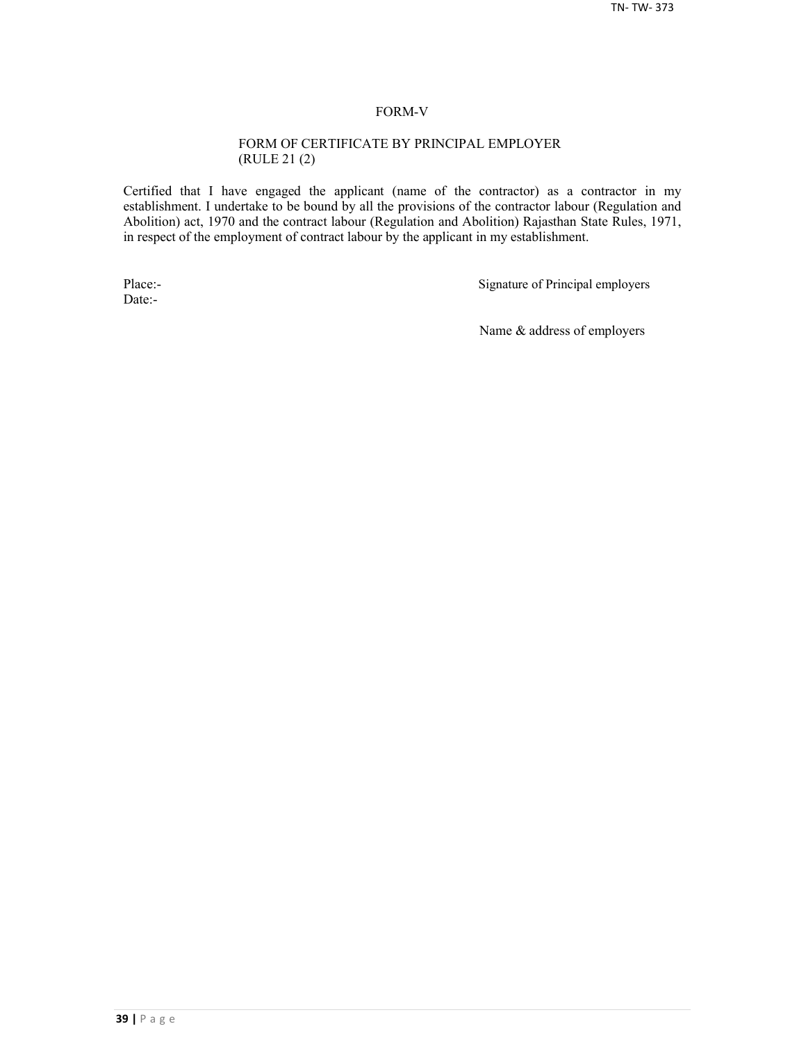# FORM-V

## FORM OF CERTIFICATE BY PRINCIPAL EMPLOYER
(RULE 21 (2)

Certified that I have engaged the applicant (name of the contractor) as a contractor in my establishment. I undertake to be bound by all the provisions of the contractor labour (Regulation and Abolition) act, 1970 and the contract labour (Regulation and Abolition) Rajasthan State Rules, 1971, in respect of the employment of contract labour by the applicant in my establishment.

Place:-
Date:-

Signature of Principal employers

Name & address of employers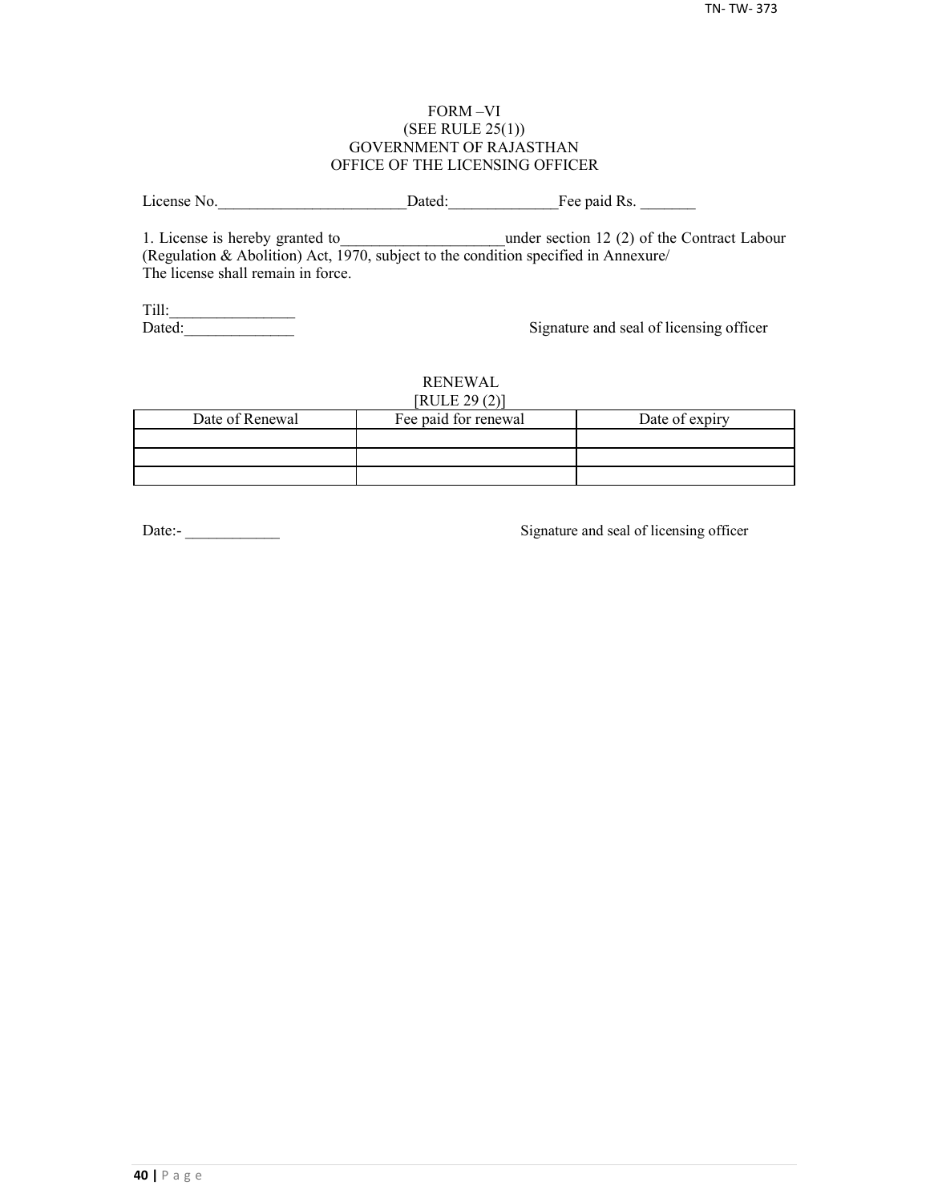FORM –VI
(SEE RULE 25(1))
GOVERNMENT OF RAJASTHAN
OFFICE OF THE LICENSING OFFICER

License No.________________________Dated:______________Fee paid Rs. _______

1. License is hereby granted to_____________________under section 12 (2) of the Contract Labour (Regulation & Abolition) Act, 1970, subject to the condition specified in Annexure/
The license shall remain in force.

Till:________________
Dated:______________

Signature and seal of licensing officer

RENEWAL
[RULE 29 (2)]

| Date of Renewal | Fee paid for renewal | Date of expiry |
|---|---|---|
| | | |
| | | |
| | | |

Date:- ____________

Signature and seal of licensing officer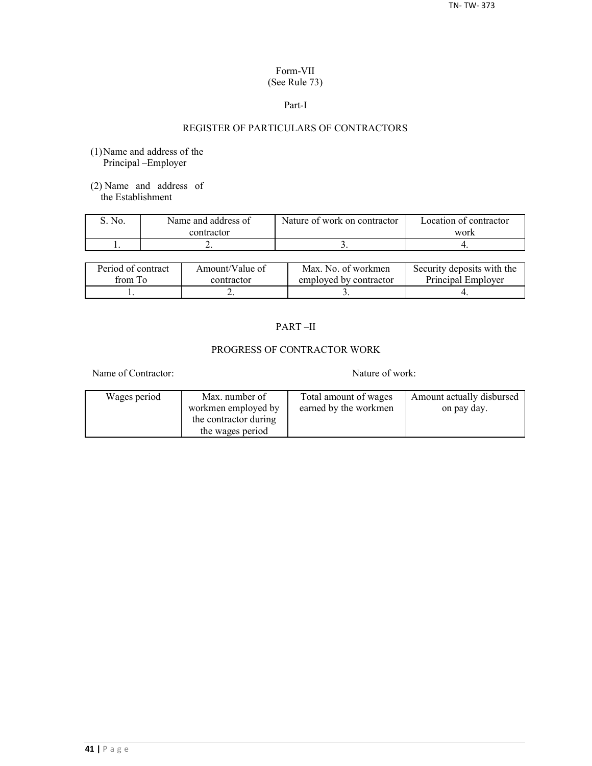Form-VII
(See Rule 73)

Part-I

REGISTER OF PARTICULARS OF CONTRACTORS

(1) Name and address of the Principal –Employer

(2) Name and address of the Establishment

| S. No. | Name and address of contractor | Nature of work on contractor | Location of contractor work |
|---|---|---|---|
| 1. | 2. | 3. | 4. |

| Period of contract from To | Amount/Value of contractor | Max. No. of workmen employed by contractor | Security deposits with the Principal Employer |
|---|---|---|---|
| 1. | 2. | 3. | 4. |

PART –II

PROGRESS OF CONTRACTOR WORK

Name of Contractor: Nature of work:

| Wages period | Max. number of workmen employed by the contractor during the wages period | Total amount of wages earned by the workmen | Amount actually disbursed on pay day. |
|---|---|---|---|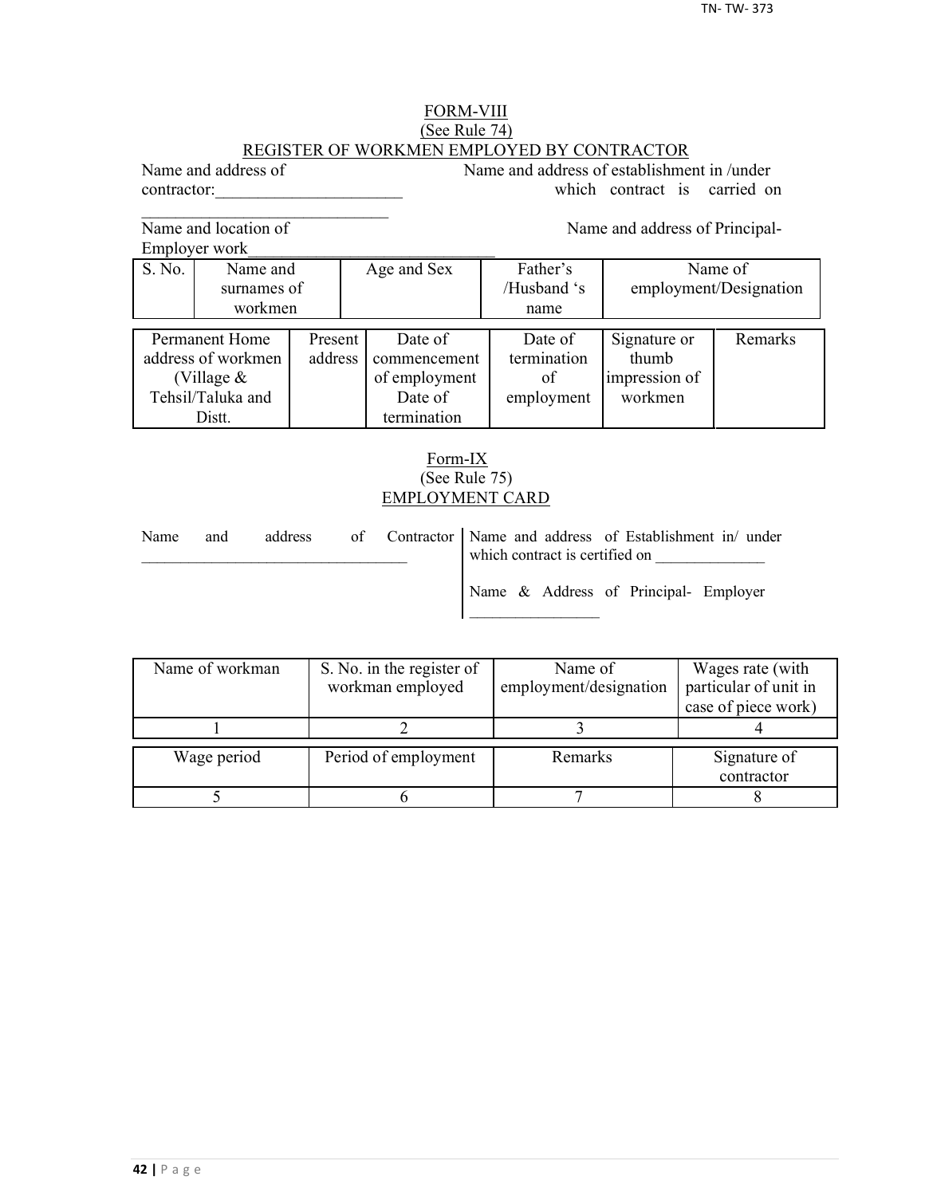## FORM-VIII
(See Rule 74)
### REGISTER OF WORKMEN EMPLOYED BY CONTRACTOR

Name and address of contractor:______________________ Name and address of establishment in /under which contract is carried on ______________________________

Name and location of Employer work______________________________ Name and address of Principal-

| S. No. | Name and surnames of workmen | Age and Sex | Father's /Husband 's name | Name of employment/Designation |
|---|---|---|---|---|
| | | | | |

| Permanent Home address of workmen (Village & Tehsil/Taluka and Distt. | Present address | Date of commencement of employment Date of termination | Date of termination of employment | Signature or thumb impression of workmen | Remarks |
|---|---|---|---|---|---|
| | | | | | |

## Form-IX
(See Rule 75)
### EMPLOYMENT CARD

Name and address of Contractor _________________________________

Name and address of Establishment in/ under which contract is certified on ______________

Name & Address of Principal- Employer ________________

| Name of workman | S. No. in the register of workman employed | Name of employment/designation | Wages rate (with particular of unit in case of piece work) |
|---|---|---|---|
| 1 | 2 | 3 | 4 |
| **Wage period** | **Period of employment** | **Remarks** | **Signature of contractor** |
| 5 | 6 | 7 | 8 |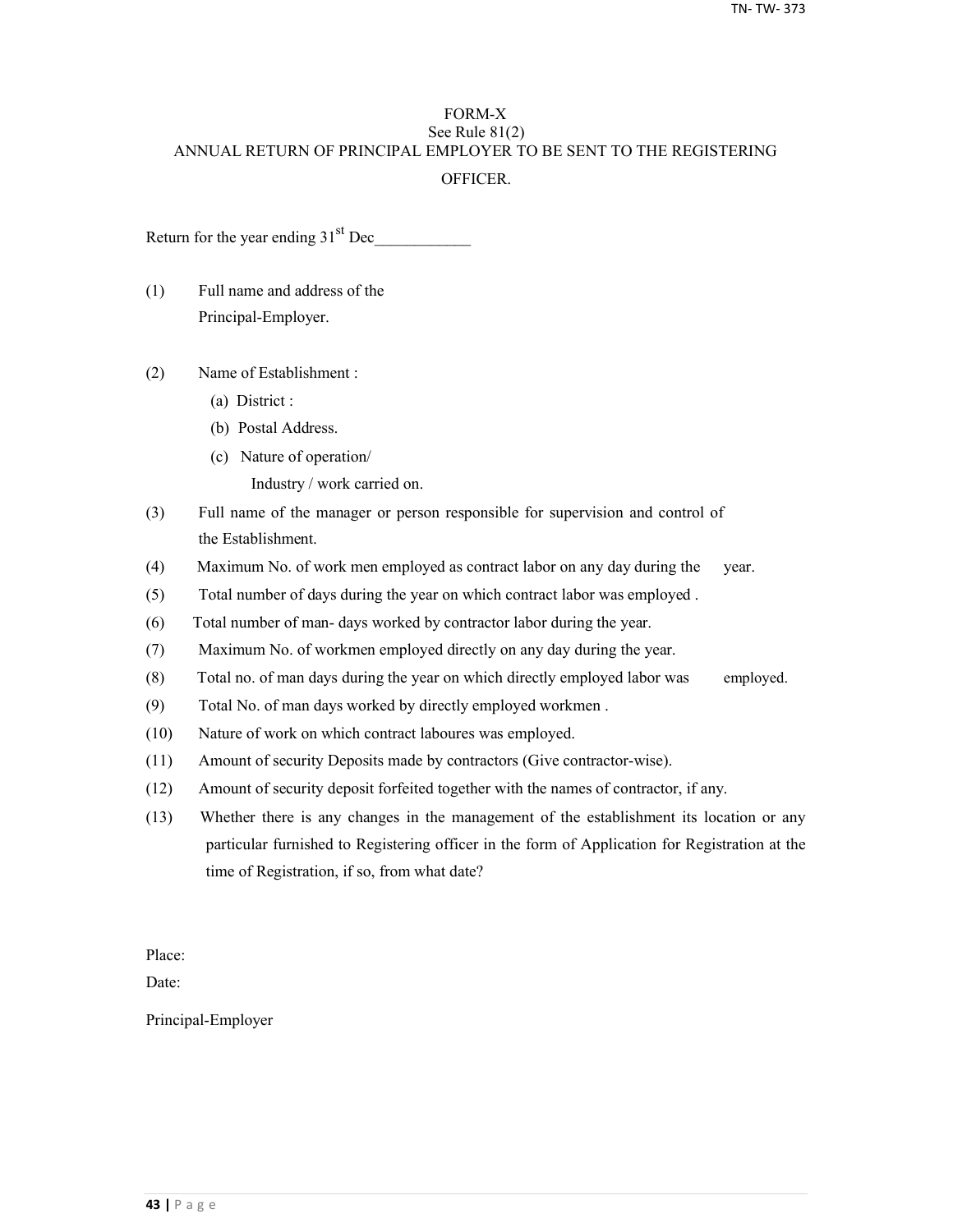# FORM-X

See Rule 81(2)

## ANNUAL RETURN OF PRINCIPAL EMPLOYER TO BE SENT TO THE REGISTERING OFFICER.

Return for the year ending 31st Dec____________

(1) Full name and address of the Principal-Employer.

(2) Name of Establishment :

  (a) District :

  (b) Postal Address.

  (c) Nature of operation/ Industry / work carried on.

(3) Full name of the manager or person responsible for supervision and control of the Establishment.

(4) Maximum No. of work men employed as contract labor on any day during the year.

(5) Total number of days during the year on which contract labor was employed .

(6) Total number of man- days worked by contractor labor during the year.

(7) Maximum No. of workmen employed directly on any day during the year.

(8) Total no. of man days during the year on which directly employed labor was employed.

(9) Total No. of man days worked by directly employed workmen .

(10) Nature of work on which contract laboures was employed.

(11) Amount of security Deposits made by contractors (Give contractor-wise).

(12) Amount of security deposit forfeited together with the names of contractor, if any.

(13) Whether there is any changes in the management of the establishment its location or any particular furnished to Registering officer in the form of Application for Registration at the time of Registration, if so, from what date?

Place:

Date:

Principal-Employer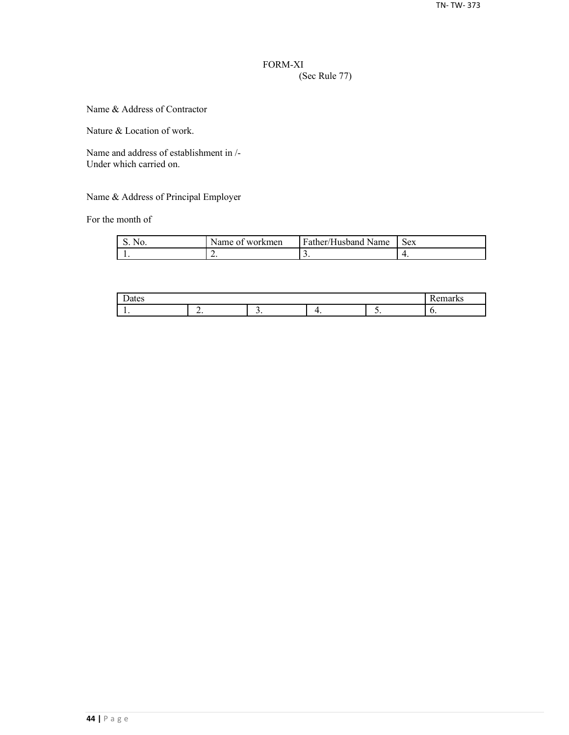FORM-XI
(Sec Rule 77)

Name & Address of Contractor

Nature & Location of work.

Name and address of establishment in /-
Under which carried on.

Name & Address of Principal Employer

For the month of

| S. No. | Name of workmen | Father/Husband Name | Sex |
|---|---|---|---|
| 1. | 2. | 3. | 4. |

| Dates | | | | | Remarks |
|---|---|---|---|---|---|
| 1. | 2. | 3. | 4. | 5. | 6. |